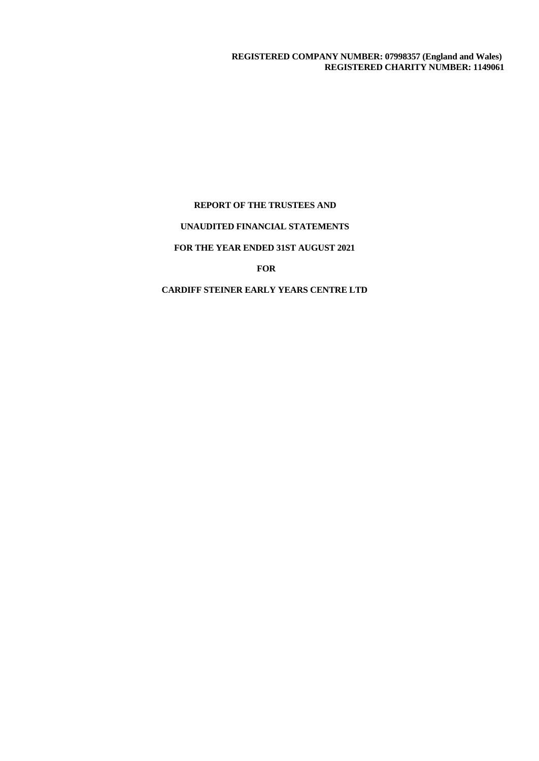**REGISTERED COMPANY NUMBER: 07998357 (England and Wales)**
**REGISTERED CHARITY NUMBER: 1149061**

**REPORT OF THE TRUSTEES AND**

**UNAUDITED FINANCIAL STATEMENTS**

**FOR THE YEAR ENDED 31ST AUGUST 2021**

**FOR**

**CARDIFF STEINER EARLY YEARS CENTRE LTD**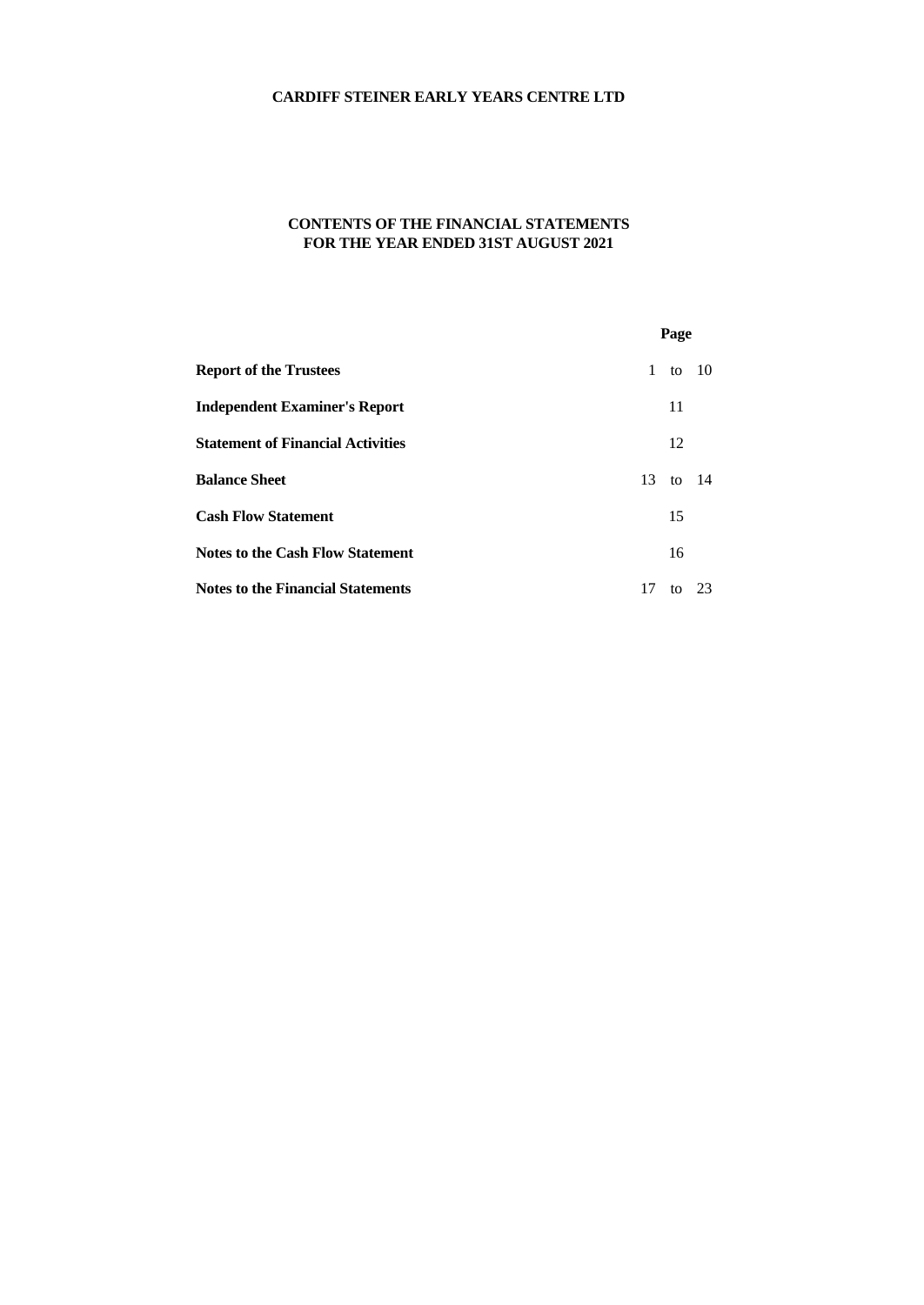**CARDIFF STEINER EARLY YEARS CENTRE LTD**

**CONTENTS OF THE FINANCIAL STATEMENTS**
**FOR THE YEAR ENDED 31ST AUGUST 2021**

| | Page |
|---|---|
| **Report of the Trustees** | 1 to 10 |
| **Independent Examiner's Report** | 11 |
| **Statement of Financial Activities** | 12 |
| **Balance Sheet** | 13 to 14 |
| **Cash Flow Statement** | 15 |
| **Notes to the Cash Flow Statement** | 16 |
| **Notes to the Financial Statements** | 17 to 23 |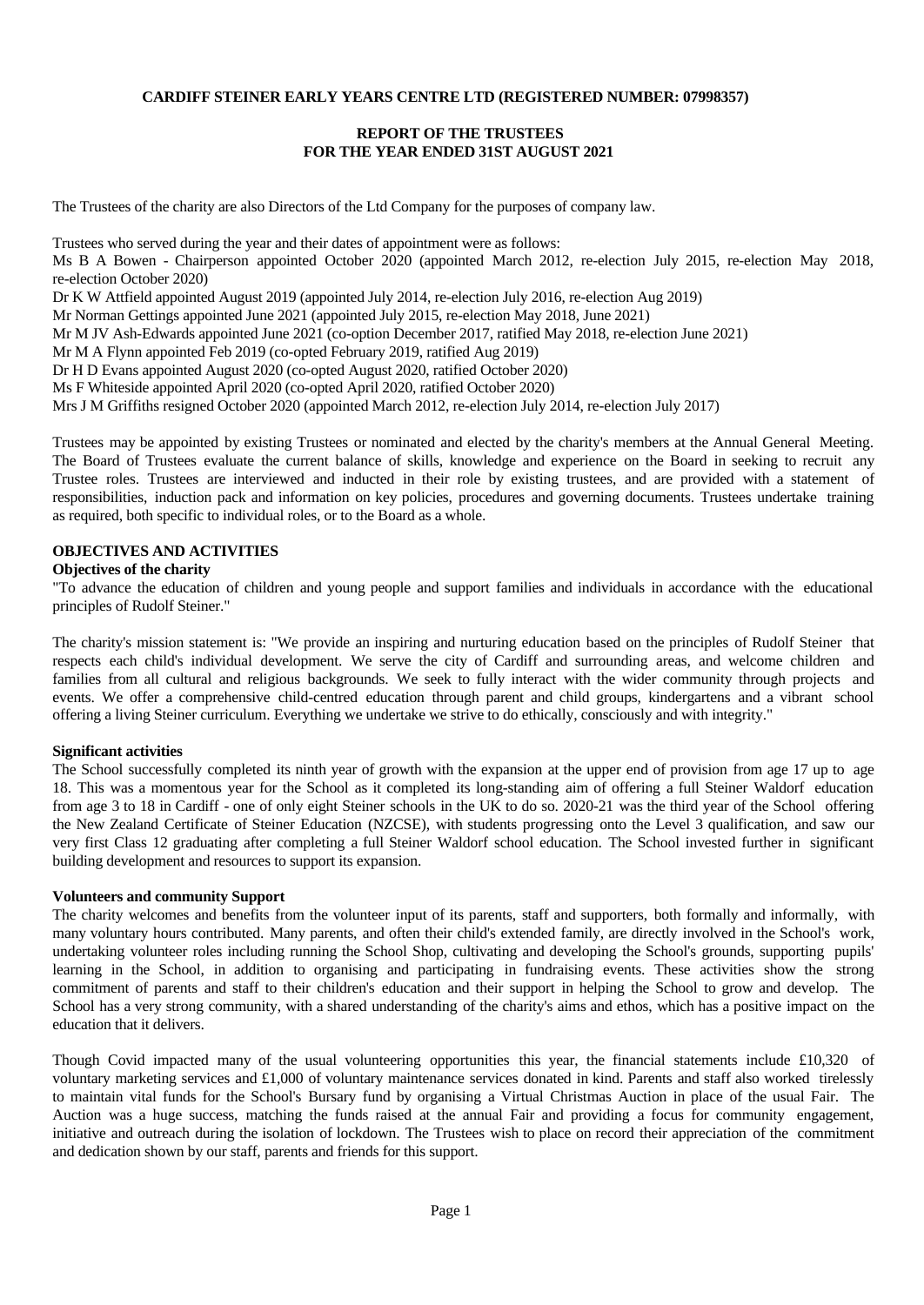**CARDIFF STEINER EARLY YEARS CENTRE LTD (REGISTERED NUMBER: 07998357)**

**REPORT OF THE TRUSTEES**
**FOR THE YEAR ENDED 31ST AUGUST 2021**

The Trustees of the charity are also Directors of the Ltd Company for the purposes of company law.

Trustees who served during the year and their dates of appointment were as follows:
Ms B A Bowen - Chairperson appointed October 2020 (appointed March 2012, re-election July 2015, re-election May 2018, re-election October 2020)
Dr K W Attfield appointed August 2019 (appointed July 2014, re-election July 2016, re-election Aug 2019)
Mr Norman Gettings appointed June 2021 (appointed July 2015, re-election May 2018, June 2021)
Mr M JV Ash-Edwards appointed June 2021 (co-option December 2017, ratified May 2018, re-election June 2021)
Mr M A Flynn appointed Feb 2019 (co-opted February 2019, ratified Aug 2019)
Dr H D Evans appointed August 2020 (co-opted August 2020, ratified October 2020)
Ms F Whiteside appointed April 2020 (co-opted April 2020, ratified October 2020)
Mrs J M Griffiths resigned October 2020 (appointed March 2012, re-election July 2014, re-election July 2017)

Trustees may be appointed by existing Trustees or nominated and elected by the charity's members at the Annual General Meeting. The Board of Trustees evaluate the current balance of skills, knowledge and experience on the Board in seeking to recruit any Trustee roles. Trustees are interviewed and inducted in their role by existing trustees, and are provided with a statement of responsibilities, induction pack and information on key policies, procedures and governing documents. Trustees undertake training as required, both specific to individual roles, or to the Board as a whole.

## OBJECTIVES AND ACTIVITIES

### Objectives of the charity

"To advance the education of children and young people and support families and individuals in accordance with the educational principles of Rudolf Steiner."

The charity's mission statement is: "We provide an inspiring and nurturing education based on the principles of Rudolf Steiner that respects each child's individual development. We serve the city of Cardiff and surrounding areas, and welcome children and families from all cultural and religious backgrounds. We seek to fully interact with the wider community through projects and events. We offer a comprehensive child-centred education through parent and child groups, kindergartens and a vibrant school offering a living Steiner curriculum. Everything we undertake we strive to do ethically, consciously and with integrity."

### Significant activities

The School successfully completed its ninth year of growth with the expansion at the upper end of provision from age 17 up to age 18. This was a momentous year for the School as it completed its long-standing aim of offering a full Steiner Waldorf education from age 3 to 18 in Cardiff - one of only eight Steiner schools in the UK to do so. 2020-21 was the third year of the School offering the New Zealand Certificate of Steiner Education (NZCSE), with students progressing onto the Level 3 qualification, and saw our very first Class 12 graduating after completing a full Steiner Waldorf school education. The School invested further in significant building development and resources to support its expansion.

### Volunteers and community Support

The charity welcomes and benefits from the volunteer input of its parents, staff and supporters, both formally and informally, with many voluntary hours contributed. Many parents, and often their child's extended family, are directly involved in the School's work, undertaking volunteer roles including running the School Shop, cultivating and developing the School's grounds, supporting pupils' learning in the School, in addition to organising and participating in fundraising events. These activities show the strong commitment of parents and staff to their children's education and their support in helping the School to grow and develop. The School has a very strong community, with a shared understanding of the charity's aims and ethos, which has a positive impact on the education that it delivers.

Though Covid impacted many of the usual volunteering opportunities this year, the financial statements include £10,320 of voluntary marketing services and £1,000 of voluntary maintenance services donated in kind. Parents and staff also worked tirelessly to maintain vital funds for the School's Bursary fund by organising a Virtual Christmas Auction in place of the usual Fair. The Auction was a huge success, matching the funds raised at the annual Fair and providing a focus for community engagement, initiative and outreach during the isolation of lockdown. The Trustees wish to place on record their appreciation of the commitment and dedication shown by our staff, parents and friends for this support.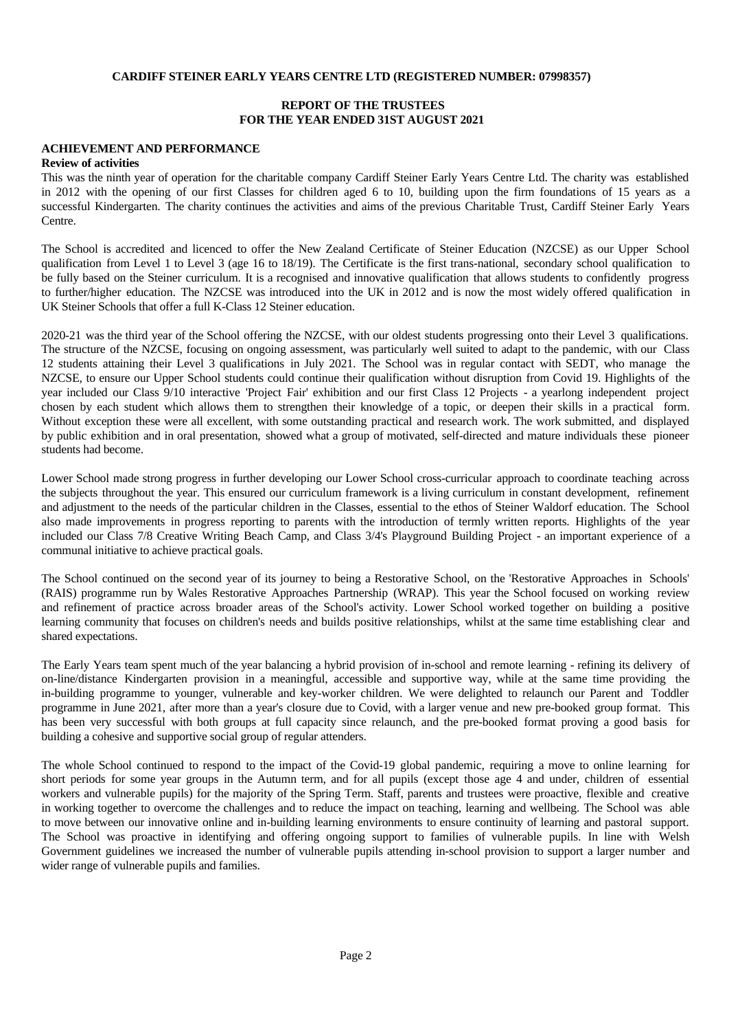**CARDIFF STEINER EARLY YEARS CENTRE LTD (REGISTERED NUMBER: 07998357)**

**REPORT OF THE TRUSTEES**
**FOR THE YEAR ENDED 31ST AUGUST 2021**

## ACHIEVEMENT AND PERFORMANCE

### Review of activities

This was the ninth year of operation for the charitable company Cardiff Steiner Early Years Centre Ltd. The charity was established in 2012 with the opening of our first Classes for children aged 6 to 10, building upon the firm foundations of 15 years as a successful Kindergarten. The charity continues the activities and aims of the previous Charitable Trust, Cardiff Steiner Early Years Centre.

The School is accredited and licenced to offer the New Zealand Certificate of Steiner Education (NZCSE) as our Upper School qualification from Level 1 to Level 3 (age 16 to 18/19). The Certificate is the first trans-national, secondary school qualification to be fully based on the Steiner curriculum. It is a recognised and innovative qualification that allows students to confidently progress to further/higher education. The NZCSE was introduced into the UK in 2012 and is now the most widely offered qualification in UK Steiner Schools that offer a full K-Class 12 Steiner education.

2020-21 was the third year of the School offering the NZCSE, with our oldest students progressing onto their Level 3 qualifications. The structure of the NZCSE, focusing on ongoing assessment, was particularly well suited to adapt to the pandemic, with our Class 12 students attaining their Level 3 qualifications in July 2021. The School was in regular contact with SEDT, who manage the NZCSE, to ensure our Upper School students could continue their qualification without disruption from Covid 19. Highlights of the year included our Class 9/10 interactive 'Project Fair' exhibition and our first Class 12 Projects - a yearlong independent project chosen by each student which allows them to strengthen their knowledge of a topic, or deepen their skills in a practical form. Without exception these were all excellent, with some outstanding practical and research work. The work submitted, and displayed by public exhibition and in oral presentation, showed what a group of motivated, self-directed and mature individuals these pioneer students had become.

Lower School made strong progress in further developing our Lower School cross-curricular approach to coordinate teaching across the subjects throughout the year. This ensured our curriculum framework is a living curriculum in constant development, refinement and adjustment to the needs of the particular children in the Classes, essential to the ethos of Steiner Waldorf education. The School also made improvements in progress reporting to parents with the introduction of termly written reports. Highlights of the year included our Class 7/8 Creative Writing Beach Camp, and Class 3/4's Playground Building Project - an important experience of a communal initiative to achieve practical goals.

The School continued on the second year of its journey to being a Restorative School, on the 'Restorative Approaches in Schools' (RAIS) programme run by Wales Restorative Approaches Partnership (WRAP). This year the School focused on working review and refinement of practice across broader areas of the School's activity. Lower School worked together on building a positive learning community that focuses on children's needs and builds positive relationships, whilst at the same time establishing clear and shared expectations.

The Early Years team spent much of the year balancing a hybrid provision of in-school and remote learning - refining its delivery of on-line/distance Kindergarten provision in a meaningful, accessible and supportive way, while at the same time providing the in-building programme to younger, vulnerable and key-worker children. We were delighted to relaunch our Parent and Toddler programme in June 2021, after more than a year's closure due to Covid, with a larger venue and new pre-booked group format. This has been very successful with both groups at full capacity since relaunch, and the pre-booked format proving a good basis for building a cohesive and supportive social group of regular attenders.

The whole School continued to respond to the impact of the Covid-19 global pandemic, requiring a move to online learning for short periods for some year groups in the Autumn term, and for all pupils (except those age 4 and under, children of essential workers and vulnerable pupils) for the majority of the Spring Term. Staff, parents and trustees were proactive, flexible and creative in working together to overcome the challenges and to reduce the impact on teaching, learning and wellbeing. The School was able to move between our innovative online and in-building learning environments to ensure continuity of learning and pastoral support. The School was proactive in identifying and offering ongoing support to families of vulnerable pupils. In line with Welsh Government guidelines we increased the number of vulnerable pupils attending in-school provision to support a larger number and wider range of vulnerable pupils and families.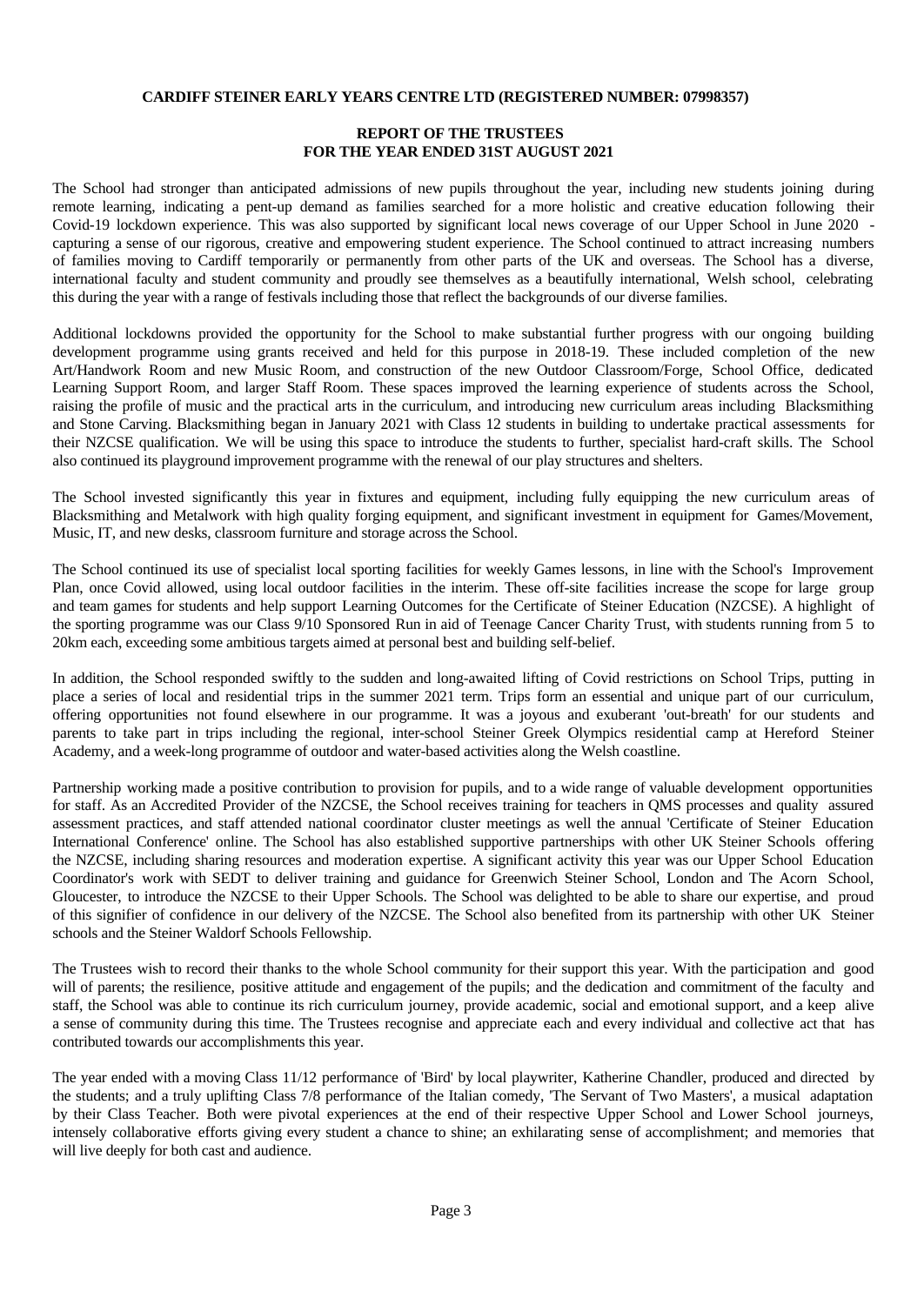**CARDIFF STEINER EARLY YEARS CENTRE LTD (REGISTERED NUMBER: 07998357)**

**REPORT OF THE TRUSTEES**
**FOR THE YEAR ENDED 31ST AUGUST 2021**

The School had stronger than anticipated admissions of new pupils throughout the year, including new students joining during remote learning, indicating a pent-up demand as families searched for a more holistic and creative education following their Covid-19 lockdown experience. This was also supported by significant local news coverage of our Upper School in June 2020 - capturing a sense of our rigorous, creative and empowering student experience. The School continued to attract increasing numbers of families moving to Cardiff temporarily or permanently from other parts of the UK and overseas. The School has a diverse, international faculty and student community and proudly see themselves as a beautifully international, Welsh school, celebrating this during the year with a range of festivals including those that reflect the backgrounds of our diverse families.

Additional lockdowns provided the opportunity for the School to make substantial further progress with our ongoing building development programme using grants received and held for this purpose in 2018-19. These included completion of the new Art/Handwork Room and new Music Room, and construction of the new Outdoor Classroom/Forge, School Office, dedicated Learning Support Room, and larger Staff Room. These spaces improved the learning experience of students across the School, raising the profile of music and the practical arts in the curriculum, and introducing new curriculum areas including Blacksmithing and Stone Carving. Blacksmithing began in January 2021 with Class 12 students in building to undertake practical assessments for their NZCSE qualification. We will be using this space to introduce the students to further, specialist hard-craft skills. The School also continued its playground improvement programme with the renewal of our play structures and shelters.

The School invested significantly this year in fixtures and equipment, including fully equipping the new curriculum areas of Blacksmithing and Metalwork with high quality forging equipment, and significant investment in equipment for Games/Movement, Music, IT, and new desks, classroom furniture and storage across the School.

The School continued its use of specialist local sporting facilities for weekly Games lessons, in line with the School's Improvement Plan, once Covid allowed, using local outdoor facilities in the interim. These off-site facilities increase the scope for large group and team games for students and help support Learning Outcomes for the Certificate of Steiner Education (NZCSE). A highlight of the sporting programme was our Class 9/10 Sponsored Run in aid of Teenage Cancer Charity Trust, with students running from 5 to 20km each, exceeding some ambitious targets aimed at personal best and building self-belief.

In addition, the School responded swiftly to the sudden and long-awaited lifting of Covid restrictions on School Trips, putting in place a series of local and residential trips in the summer 2021 term. Trips form an essential and unique part of our curriculum, offering opportunities not found elsewhere in our programme. It was a joyous and exuberant 'out-breath' for our students and parents to take part in trips including the regional, inter-school Steiner Greek Olympics residential camp at Hereford Steiner Academy, and a week-long programme of outdoor and water-based activities along the Welsh coastline.

Partnership working made a positive contribution to provision for pupils, and to a wide range of valuable development opportunities for staff. As an Accredited Provider of the NZCSE, the School receives training for teachers in QMS processes and quality assured assessment practices, and staff attended national coordinator cluster meetings as well the annual 'Certificate of Steiner Education International Conference' online. The School has also established supportive partnerships with other UK Steiner Schools offering the NZCSE, including sharing resources and moderation expertise. A significant activity this year was our Upper School Education Coordinator's work with SEDT to deliver training and guidance for Greenwich Steiner School, London and The Acorn School, Gloucester, to introduce the NZCSE to their Upper Schools. The School was delighted to be able to share our expertise, and proud of this signifier of confidence in our delivery of the NZCSE. The School also benefited from its partnership with other UK Steiner schools and the Steiner Waldorf Schools Fellowship.

The Trustees wish to record their thanks to the whole School community for their support this year. With the participation and good will of parents; the resilience, positive attitude and engagement of the pupils; and the dedication and commitment of the faculty and staff, the School was able to continue its rich curriculum journey, provide academic, social and emotional support, and a keep alive a sense of community during this time. The Trustees recognise and appreciate each and every individual and collective act that has contributed towards our accomplishments this year.

The year ended with a moving Class 11/12 performance of 'Bird' by local playwriter, Katherine Chandler, produced and directed by the students; and a truly uplifting Class 7/8 performance of the Italian comedy, 'The Servant of Two Masters', a musical adaptation by their Class Teacher. Both were pivotal experiences at the end of their respective Upper School and Lower School journeys, intensely collaborative efforts giving every student a chance to shine; an exhilarating sense of accomplishment; and memories that will live deeply for both cast and audience.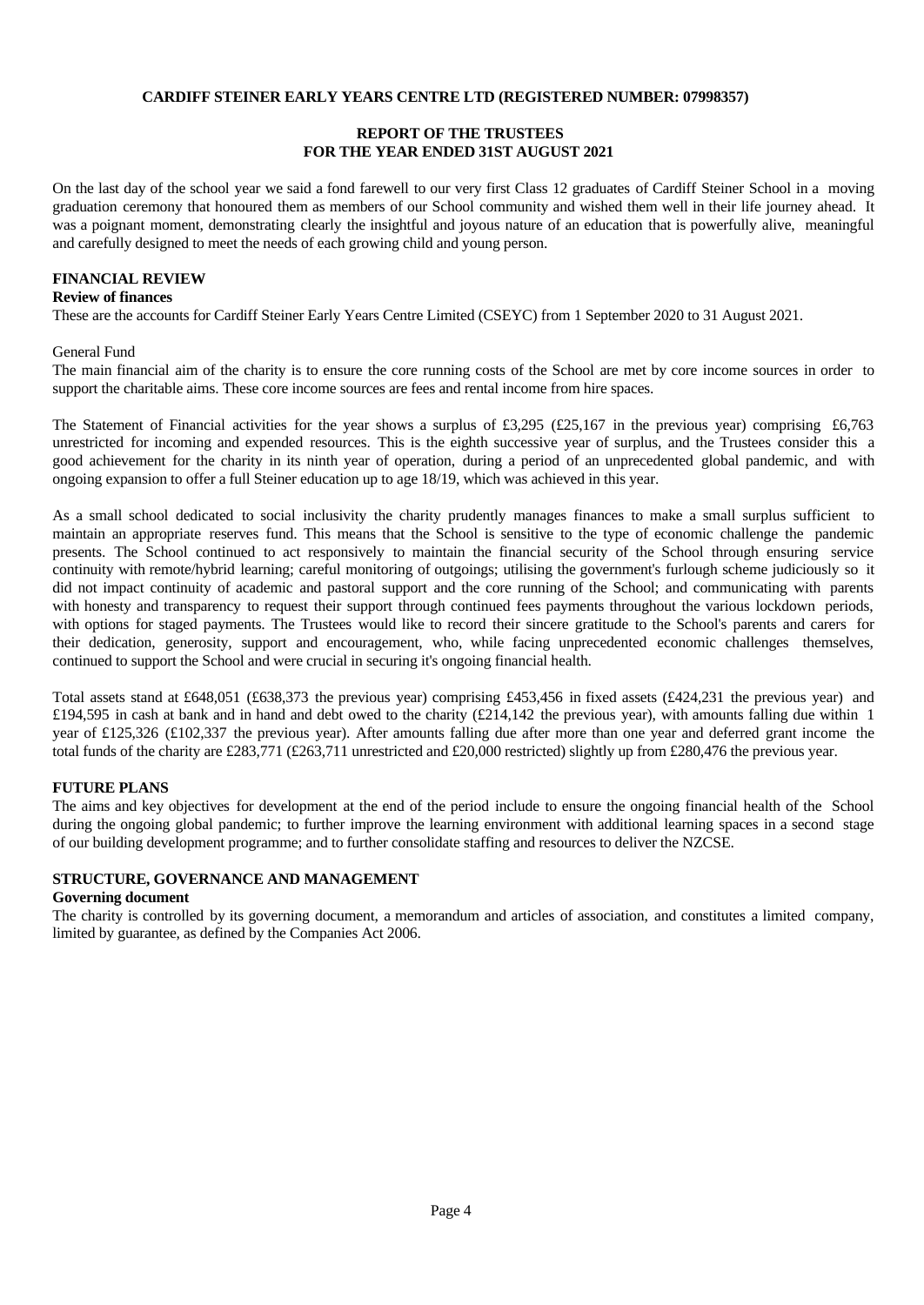**CARDIFF STEINER EARLY YEARS CENTRE LTD (REGISTERED NUMBER: 07998357)**

**REPORT OF THE TRUSTEES**
**FOR THE YEAR ENDED 31ST AUGUST 2021**

On the last day of the school year we said a fond farewell to our very first Class 12 graduates of Cardiff Steiner School in a moving graduation ceremony that honoured them as members of our School community and wished them well in their life journey ahead. It was a poignant moment, demonstrating clearly the insightful and joyous nature of an education that is powerfully alive, meaningful and carefully designed to meet the needs of each growing child and young person.

## FINANCIAL REVIEW

### Review of finances

These are the accounts for Cardiff Steiner Early Years Centre Limited (CSEYC) from 1 September 2020 to 31 August 2021.

General Fund

The main financial aim of the charity is to ensure the core running costs of the School are met by core income sources in order to support the charitable aims. These core income sources are fees and rental income from hire spaces.

The Statement of Financial activities for the year shows a surplus of £3,295 (£25,167 in the previous year) comprising £6,763 unrestricted for incoming and expended resources. This is the eighth successive year of surplus, and the Trustees consider this a good achievement for the charity in its ninth year of operation, during a period of an unprecedented global pandemic, and with ongoing expansion to offer a full Steiner education up to age 18/19, which was achieved in this year.

As a small school dedicated to social inclusivity the charity prudently manages finances to make a small surplus sufficient to maintain an appropriate reserves fund. This means that the School is sensitive to the type of economic challenge the pandemic presents. The School continued to act responsively to maintain the financial security of the School through ensuring service continuity with remote/hybrid learning; careful monitoring of outgoings; utilising the government's furlough scheme judiciously so it did not impact continuity of academic and pastoral support and the core running of the School; and communicating with parents with honesty and transparency to request their support through continued fees payments throughout the various lockdown periods, with options for staged payments. The Trustees would like to record their sincere gratitude to the School's parents and carers for their dedication, generosity, support and encouragement, who, while facing unprecedented economic challenges themselves, continued to support the School and were crucial in securing it's ongoing financial health.

Total assets stand at £648,051 (£638,373 the previous year) comprising £453,456 in fixed assets (£424,231 the previous year) and £194,595 in cash at bank and in hand and debt owed to the charity (£214,142 the previous year), with amounts falling due within 1 year of £125,326 (£102,337 the previous year). After amounts falling due after more than one year and deferred grant income the total funds of the charity are £283,771 (£263,711 unrestricted and £20,000 restricted) slightly up from £280,476 the previous year.

## FUTURE PLANS

The aims and key objectives for development at the end of the period include to ensure the ongoing financial health of the School during the ongoing global pandemic; to further improve the learning environment with additional learning spaces in a second stage of our building development programme; and to further consolidate staffing and resources to deliver the NZCSE.

## STRUCTURE, GOVERNANCE AND MANAGEMENT

### Governing document

The charity is controlled by its governing document, a memorandum and articles of association, and constitutes a limited company, limited by guarantee, as defined by the Companies Act 2006.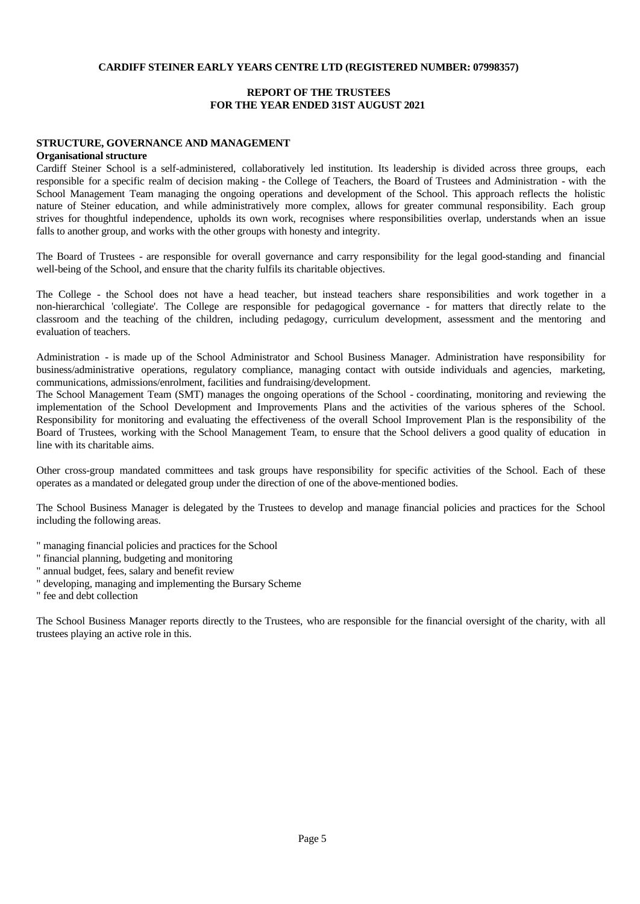## STRUCTURE, GOVERNANCE AND MANAGEMENT

**Organisational structure**

Cardiff Steiner School is a self-administered, collaboratively led institution. Its leadership is divided across three groups, each responsible for a specific realm of decision making - the College of Teachers, the Board of Trustees and Administration - with the School Management Team managing the ongoing operations and development of the School. This approach reflects the holistic nature of Steiner education, and while administratively more complex, allows for greater communal responsibility. Each group strives for thoughtful independence, upholds its own work, recognises where responsibilities overlap, understands when an issue falls to another group, and works with the other groups with honesty and integrity.

The Board of Trustees - are responsible for overall governance and carry responsibility for the legal good-standing and financial well-being of the School, and ensure that the charity fulfils its charitable objectives.

The College - the School does not have a head teacher, but instead teachers share responsibilities and work together in a non-hierarchical 'collegiate'. The College are responsible for pedagogical governance - for matters that directly relate to the classroom and the teaching of the children, including pedagogy, curriculum development, assessment and the mentoring and evaluation of teachers.

Administration - is made up of the School Administrator and School Business Manager. Administration have responsibility for business/administrative operations, regulatory compliance, managing contact with outside individuals and agencies, marketing, communications, admissions/enrolment, facilities and fundraising/development.

The School Management Team (SMT) manages the ongoing operations of the School - coordinating, monitoring and reviewing the implementation of the School Development and Improvements Plans and the activities of the various spheres of the School. Responsibility for monitoring and evaluating the effectiveness of the overall School Improvement Plan is the responsibility of the Board of Trustees, working with the School Management Team, to ensure that the School delivers a good quality of education in line with its charitable aims.

Other cross-group mandated committees and task groups have responsibility for specific activities of the School. Each of these operates as a mandated or delegated group under the direction of one of the above-mentioned bodies.

The School Business Manager is delegated by the Trustees to develop and manage financial policies and practices for the School including the following areas.

" managing financial policies and practices for the School
" financial planning, budgeting and monitoring
" annual budget, fees, salary and benefit review
" developing, managing and implementing the Bursary Scheme
" fee and debt collection

The School Business Manager reports directly to the Trustees, who are responsible for the financial oversight of the charity, with all trustees playing an active role in this.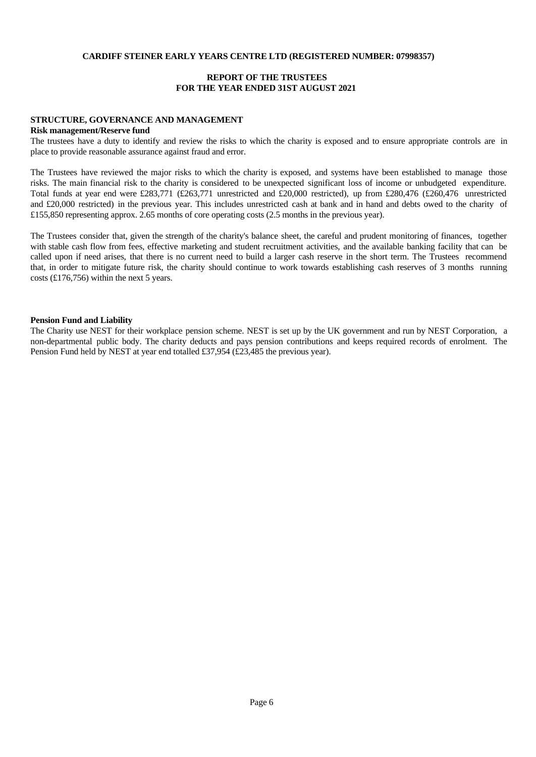**CARDIFF STEINER EARLY YEARS CENTRE LTD (REGISTERED NUMBER: 07998357)**

**REPORT OF THE TRUSTEES**
**FOR THE YEAR ENDED 31ST AUGUST 2021**

## STRUCTURE, GOVERNANCE AND MANAGEMENT

### Risk management/Reserve fund

The trustees have a duty to identify and review the risks to which the charity is exposed and to ensure appropriate controls are in place to provide reasonable assurance against fraud and error.

The Trustees have reviewed the major risks to which the charity is exposed, and systems have been established to manage those risks. The main financial risk to the charity is considered to be unexpected significant loss of income or unbudgeted expenditure. Total funds at year end were £283,771 (£263,771 unrestricted and £20,000 restricted), up from £280,476 (£260,476 unrestricted and £20,000 restricted) in the previous year. This includes unrestricted cash at bank and in hand and debts owed to the charity of £155,850 representing approx. 2.65 months of core operating costs (2.5 months in the previous year).

The Trustees consider that, given the strength of the charity's balance sheet, the careful and prudent monitoring of finances, together with stable cash flow from fees, effective marketing and student recruitment activities, and the available banking facility that can be called upon if need arises, that there is no current need to build a larger cash reserve in the short term. The Trustees recommend that, in order to mitigate future risk, the charity should continue to work towards establishing cash reserves of 3 months running costs (£176,756) within the next 5 years.

### Pension Fund and Liability

The Charity use NEST for their workplace pension scheme. NEST is set up by the UK government and run by NEST Corporation, a non-departmental public body. The charity deducts and pays pension contributions and keeps required records of enrolment. The Pension Fund held by NEST at year end totalled £37,954 (£23,485 the previous year).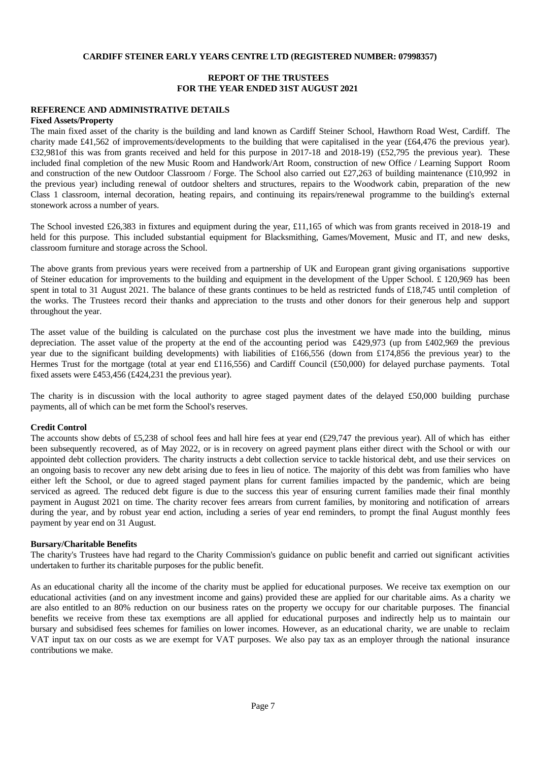**CARDIFF STEINER EARLY YEARS CENTRE LTD (REGISTERED NUMBER: 07998357)**

**REPORT OF THE TRUSTEES**
**FOR THE YEAR ENDED 31ST AUGUST 2021**

**REFERENCE AND ADMINISTRATIVE DETAILS**

**Fixed Assets/Property**

The main fixed asset of the charity is the building and land known as Cardiff Steiner School, Hawthorn Road West, Cardiff. The charity made £41,562 of improvements/developments to the building that were capitalised in the year (£64,476 the previous year). £32,981of this was from grants received and held for this purpose in 2017-18 and 2018-19) (£52,795 the previous year). These included final completion of the new Music Room and Handwork/Art Room, construction of new Office / Learning Support Room and construction of the new Outdoor Classroom / Forge. The School also carried out £27,263 of building maintenance (£10,992 in the previous year) including renewal of outdoor shelters and structures, repairs to the Woodwork cabin, preparation of the new Class 1 classroom, internal decoration, heating repairs, and continuing its repairs/renewal programme to the building's external stonework across a number of years.

The School invested £26,383 in fixtures and equipment during the year, £11,165 of which was from grants received in 2018-19 and held for this purpose. This included substantial equipment for Blacksmithing, Games/Movement, Music and IT, and new desks, classroom furniture and storage across the School.

The above grants from previous years were received from a partnership of UK and European grant giving organisations supportive of Steiner education for improvements to the building and equipment in the development of the Upper School. £ 120,969 has been spent in total to 31 August 2021. The balance of these grants continues to be held as restricted funds of £18,745 until completion of the works. The Trustees record their thanks and appreciation to the trusts and other donors for their generous help and support throughout the year.

The asset value of the building is calculated on the purchase cost plus the investment we have made into the building, minus depreciation. The asset value of the property at the end of the accounting period was £429,973 (up from £402,969 the previous year due to the significant building developments) with liabilities of £166,556 (down from £174,856 the previous year) to the Hermes Trust for the mortgage (total at year end £116,556) and Cardiff Council (£50,000) for delayed purchase payments. Total fixed assets were £453,456 (£424,231 the previous year).

The charity is in discussion with the local authority to agree staged payment dates of the delayed £50,000 building purchase payments, all of which can be met form the School's reserves.

**Credit Control**

The accounts show debts of £5,238 of school fees and hall hire fees at year end (£29,747 the previous year). All of which has either been subsequently recovered, as of May 2022, or is in recovery on agreed payment plans either direct with the School or with our appointed debt collection providers. The charity instructs a debt collection service to tackle historical debt, and use their services on an ongoing basis to recover any new debt arising due to fees in lieu of notice. The majority of this debt was from families who have either left the School, or due to agreed staged payment plans for current families impacted by the pandemic, which are being serviced as agreed. The reduced debt figure is due to the success this year of ensuring current families made their final monthly payment in August 2021 on time. The charity recover fees arrears from current families, by monitoring and notification of arrears during the year, and by robust year end action, including a series of year end reminders, to prompt the final August monthly fees payment by year end on 31 August.

**Bursary/Charitable Benefits**

The charity's Trustees have had regard to the Charity Commission's guidance on public benefit and carried out significant activities undertaken to further its charitable purposes for the public benefit.

As an educational charity all the income of the charity must be applied for educational purposes. We receive tax exemption on our educational activities (and on any investment income and gains) provided these are applied for our charitable aims. As a charity we are also entitled to an 80% reduction on our business rates on the property we occupy for our charitable purposes. The financial benefits we receive from these tax exemptions are all applied for educational purposes and indirectly help us to maintain our bursary and subsidised fees schemes for families on lower incomes. However, as an educational charity, we are unable to reclaim VAT input tax on our costs as we are exempt for VAT purposes. We also pay tax as an employer through the national insurance contributions we make.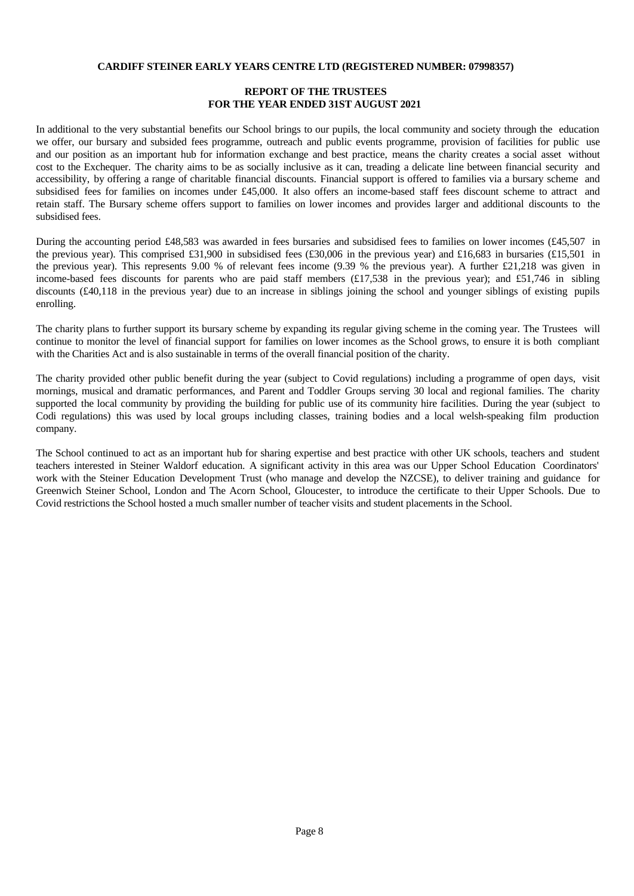**CARDIFF STEINER EARLY YEARS CENTRE LTD (REGISTERED NUMBER: 07998357)**

**REPORT OF THE TRUSTEES FOR THE YEAR ENDED 31ST AUGUST 2021**

In additional to the very substantial benefits our School brings to our pupils, the local community and society through the education we offer, our bursary and subsided fees programme, outreach and public events programme, provision of facilities for public use and our position as an important hub for information exchange and best practice, means the charity creates a social asset without cost to the Exchequer. The charity aims to be as socially inclusive as it can, treading a delicate line between financial security and accessibility, by offering a range of charitable financial discounts. Financial support is offered to families via a bursary scheme and subsidised fees for families on incomes under £45,000. It also offers an income-based staff fees discount scheme to attract and retain staff. The Bursary scheme offers support to families on lower incomes and provides larger and additional discounts to the subsidised fees.

During the accounting period £48,583 was awarded in fees bursaries and subsidised fees to families on lower incomes (£45,507 in the previous year). This comprised £31,900 in subsidised fees (£30,006 in the previous year) and £16,683 in bursaries (£15,501 in the previous year). This represents 9.00 % of relevant fees income (9.39 % the previous year). A further £21,218 was given in income-based fees discounts for parents who are paid staff members (£17,538 in the previous year); and £51,746 in sibling discounts (£40,118 in the previous year) due to an increase in siblings joining the school and younger siblings of existing pupils enrolling.

The charity plans to further support its bursary scheme by expanding its regular giving scheme in the coming year. The Trustees will continue to monitor the level of financial support for families on lower incomes as the School grows, to ensure it is both compliant with the Charities Act and is also sustainable in terms of the overall financial position of the charity.

The charity provided other public benefit during the year (subject to Covid regulations) including a programme of open days, visit mornings, musical and dramatic performances, and Parent and Toddler Groups serving 30 local and regional families. The charity supported the local community by providing the building for public use of its community hire facilities. During the year (subject to Codi regulations) this was used by local groups including classes, training bodies and a local welsh-speaking film production company.

The School continued to act as an important hub for sharing expertise and best practice with other UK schools, teachers and student teachers interested in Steiner Waldorf education. A significant activity in this area was our Upper School Education Coordinators' work with the Steiner Education Development Trust (who manage and develop the NZCSE), to deliver training and guidance for Greenwich Steiner School, London and The Acorn School, Gloucester, to introduce the certificate to their Upper Schools. Due to Covid restrictions the School hosted a much smaller number of teacher visits and student placements in the School.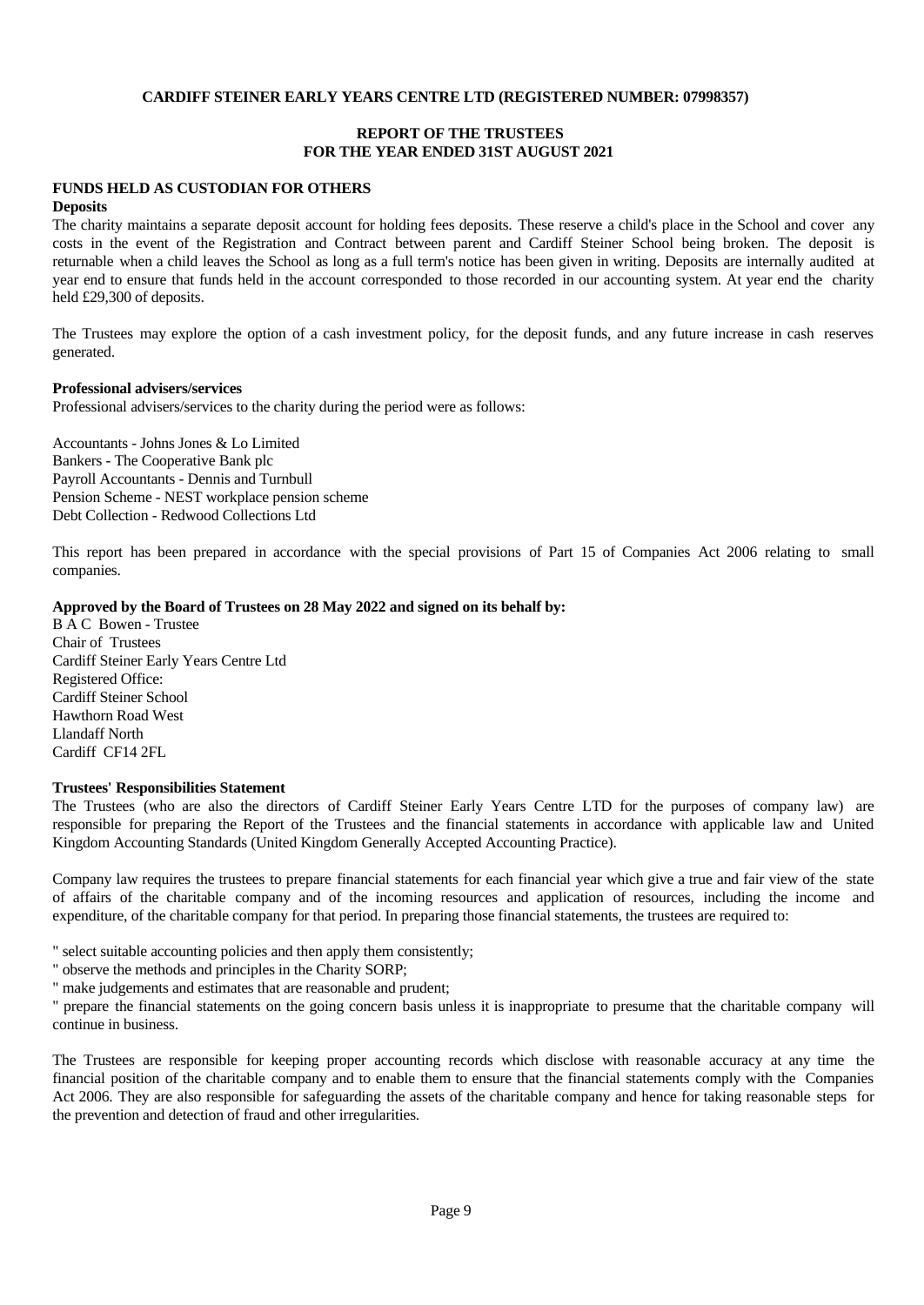## FUNDS HELD AS CUSTODIAN FOR OTHERS

**Deposits**

The charity maintains a separate deposit account for holding fees deposits. These reserve a child's place in the School and cover any costs in the event of the Registration and Contract between parent and Cardiff Steiner School being broken. The deposit is returnable when a child leaves the School as long as a full term's notice has been given in writing. Deposits are internally audited at year end to ensure that funds held in the account corresponded to those recorded in our accounting system. At year end the charity held £29,300 of deposits.

The Trustees may explore the option of a cash investment policy, for the deposit funds, and any future increase in cash reserves generated.

**Professional advisers/services**

Professional advisers/services to the charity during the period were as follows:

Accountants - Johns Jones & Lo Limited
Bankers - The Cooperative Bank plc
Payroll Accountants - Dennis and Turnbull
Pension Scheme - NEST workplace pension scheme
Debt Collection - Redwood Collections Ltd

This report has been prepared in accordance with the special provisions of Part 15 of Companies Act 2006 relating to small companies.

**Approved by the Board of Trustees on 28 May 2022 and signed on its behalf by:**

B A C Bowen - Trustee
Chair of Trustees
Cardiff Steiner Early Years Centre Ltd
Registered Office:
Cardiff Steiner School
Hawthorn Road West
Llandaff North
Cardiff CF14 2FL

**Trustees' Responsibilities Statement**

The Trustees (who are also the directors of Cardiff Steiner Early Years Centre LTD for the purposes of company law) are responsible for preparing the Report of the Trustees and the financial statements in accordance with applicable law and United Kingdom Accounting Standards (United Kingdom Generally Accepted Accounting Practice).

Company law requires the trustees to prepare financial statements for each financial year which give a true and fair view of the state of affairs of the charitable company and of the incoming resources and application of resources, including the income and expenditure, of the charitable company for that period. In preparing those financial statements, the trustees are required to:

" select suitable accounting policies and then apply them consistently;
" observe the methods and principles in the Charity SORP;
" make judgements and estimates that are reasonable and prudent;
" prepare the financial statements on the going concern basis unless it is inappropriate to presume that the charitable company will continue in business.

The Trustees are responsible for keeping proper accounting records which disclose with reasonable accuracy at any time the financial position of the charitable company and to enable them to ensure that the financial statements comply with the Companies Act 2006. They are also responsible for safeguarding the assets of the charitable company and hence for taking reasonable steps for the prevention and detection of fraud and other irregularities.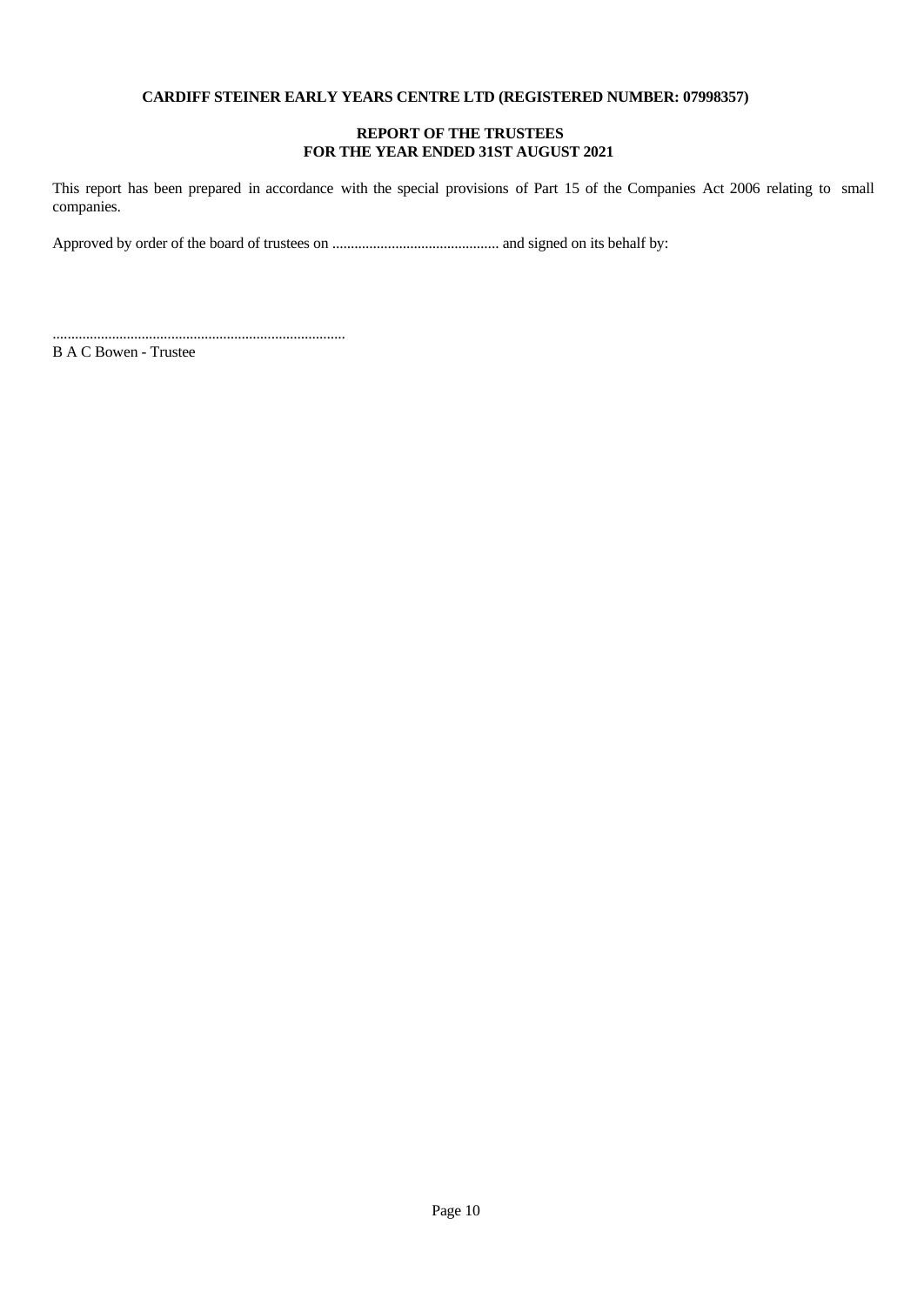**CARDIFF STEINER EARLY YEARS CENTRE LTD (REGISTERED NUMBER: 07998357)**

**REPORT OF THE TRUSTEES**
**FOR THE YEAR ENDED 31ST AUGUST 2021**

This report has been prepared in accordance with the special provisions of Part 15 of the Companies Act 2006 relating to small companies.

Approved by order of the board of trustees on ............................................ and signed on its behalf by:

..............................................................................
B A C Bowen - Trustee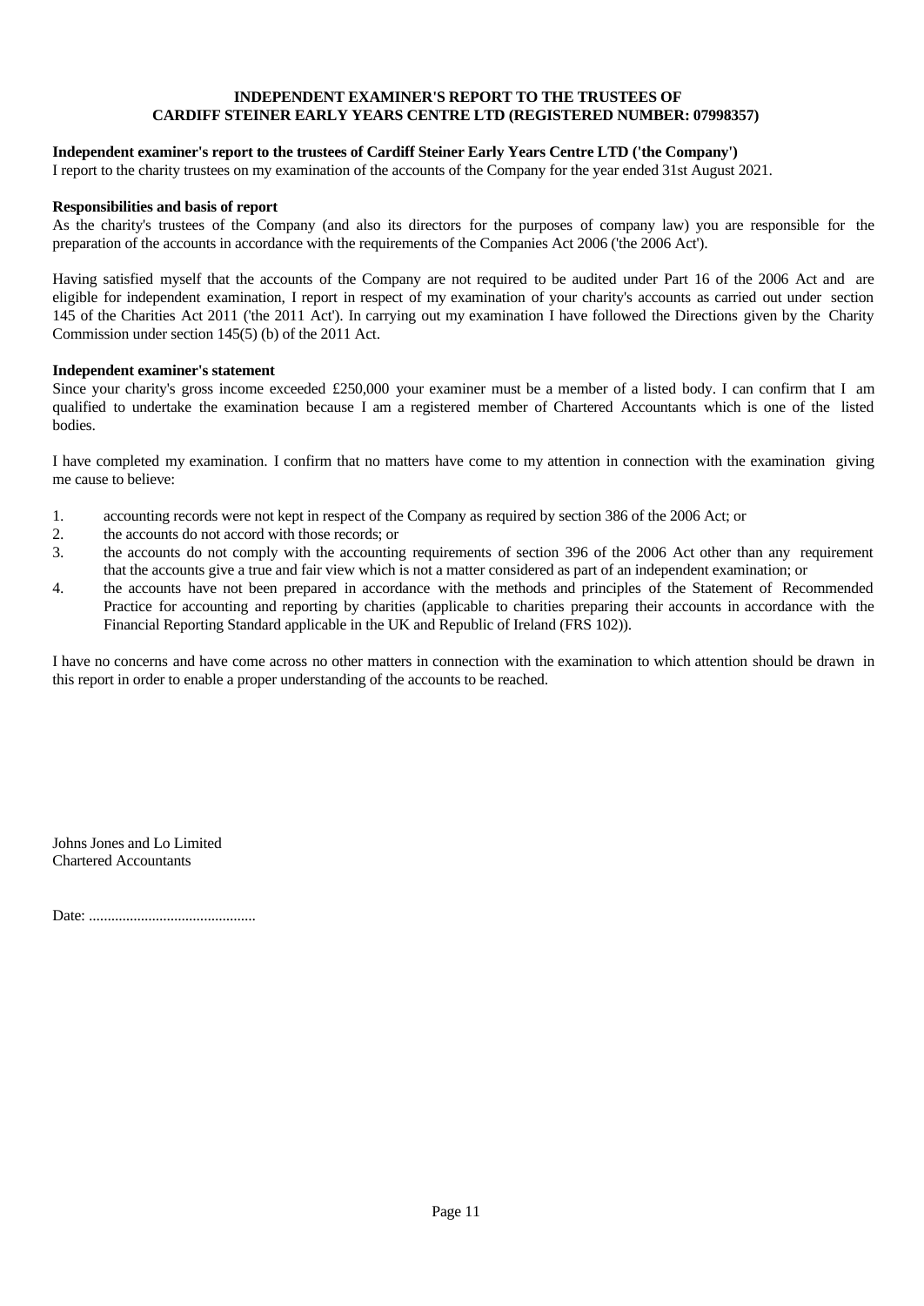# INDEPENDENT EXAMINER'S REPORT TO THE TRUSTEES OF CARDIFF STEINER EARLY YEARS CENTRE LTD (REGISTERED NUMBER: 07998357)

**Independent examiner's report to the trustees of Cardiff Steiner Early Years Centre LTD ('the Company')**

I report to the charity trustees on my examination of the accounts of the Company for the year ended 31st August 2021.

**Responsibilities and basis of report**

As the charity's trustees of the Company (and also its directors for the purposes of company law) you are responsible for the preparation of the accounts in accordance with the requirements of the Companies Act 2006 ('the 2006 Act').

Having satisfied myself that the accounts of the Company are not required to be audited under Part 16 of the 2006 Act and are eligible for independent examination, I report in respect of my examination of your charity's accounts as carried out under section 145 of the Charities Act 2011 ('the 2011 Act'). In carrying out my examination I have followed the Directions given by the Charity Commission under section 145(5) (b) of the 2011 Act.

**Independent examiner's statement**

Since your charity's gross income exceeded £250,000 your examiner must be a member of a listed body. I can confirm that I am qualified to undertake the examination because I am a registered member of Chartered Accountants which is one of the listed bodies.

I have completed my examination. I confirm that no matters have come to my attention in connection with the examination giving me cause to believe:

1. accounting records were not kept in respect of the Company as required by section 386 of the 2006 Act; or
2. the accounts do not accord with those records; or
3. the accounts do not comply with the accounting requirements of section 396 of the 2006 Act other than any requirement that the accounts give a true and fair view which is not a matter considered as part of an independent examination; or
4. the accounts have not been prepared in accordance with the methods and principles of the Statement of Recommended Practice for accounting and reporting by charities (applicable to charities preparing their accounts in accordance with the Financial Reporting Standard applicable in the UK and Republic of Ireland (FRS 102)).

I have no concerns and have come across no other matters in connection with the examination to which attention should be drawn in this report in order to enable a proper understanding of the accounts to be reached.

Johns Jones and Lo Limited
Chartered Accountants

Date: .............................................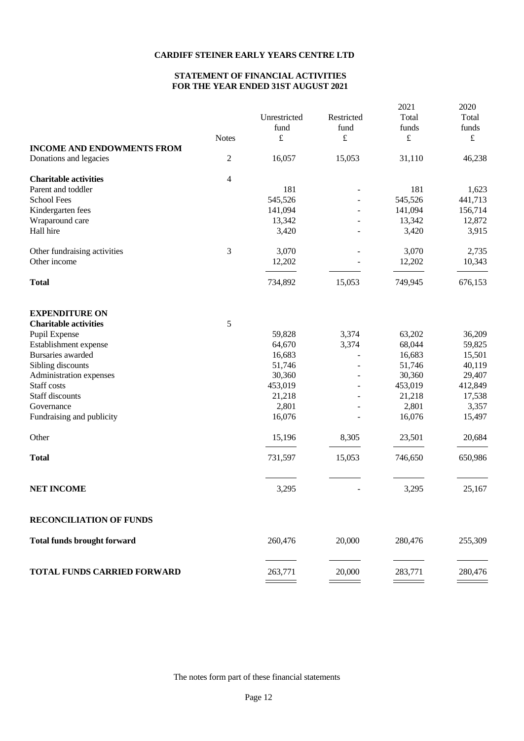**CARDIFF STEINER EARLY YEARS CENTRE LTD**

**STATEMENT OF FINANCIAL ACTIVITIES**
**FOR THE YEAR ENDED 31ST AUGUST 2021**

| | Notes | Unrestricted fund £ | Restricted fund £ | 2021 Total funds £ | 2020 Total funds £ |
|---|---|---|---|---|---|
| **INCOME AND ENDOWMENTS FROM** | | | | | |
| Donations and legacies | 2 | 16,057 | 15,053 | 31,110 | 46,238 |
| | | | | | |
| **Charitable activities** | 4 | | | | |
| Parent and toddler | | 181 | - | 181 | 1,623 |
| School Fees | | 545,526 | - | 545,526 | 441,713 |
| Kindergarten fees | | 141,094 | - | 141,094 | 156,714 |
| Wraparound care | | 13,342 | - | 13,342 | 12,872 |
| Hall hire | | 3,420 | - | 3,420 | 3,915 |
| | | | | | |
| Other fundraising activities | 3 | 3,070 | - | 3,070 | 2,735 |
| Other income | | 12,202 | - | 12,202 | 10,343 |
| **Total** | | 734,892 | 15,053 | 749,945 | 676,153 |
| | | | | | |
| **EXPENDITURE ON** | | | | | |
| **Charitable activities** | 5 | | | | |
| Pupil Expense | | 59,828 | 3,374 | 63,202 | 36,209 |
| Establishment expense | | 64,670 | 3,374 | 68,044 | 59,825 |
| Bursaries awarded | | 16,683 | - | 16,683 | 15,501 |
| Sibling discounts | | 51,746 | - | 51,746 | 40,119 |
| Administration expenses | | 30,360 | - | 30,360 | 29,407 |
| Staff costs | | 453,019 | - | 453,019 | 412,849 |
| Staff discounts | | 21,218 | - | 21,218 | 17,538 |
| Governance | | 2,801 | - | 2,801 | 3,357 |
| Fundraising and publicity | | 16,076 | - | 16,076 | 15,497 |
| | | | | | |
| Other | | 15,196 | 8,305 | 23,501 | 20,684 |
| **Total** | | 731,597 | 15,053 | 746,650 | 650,986 |
| | | | | | |
| **NET INCOME** | | 3,295 | - | 3,295 | 25,167 |
| | | | | | |
| **RECONCILIATION OF FUNDS** | | | | | |
| **Total funds brought forward** | | 260,476 | 20,000 | 280,476 | 255,309 |
| | | | | | |
| **TOTAL FUNDS CARRIED FORWARD** | | 263,771 | 20,000 | 283,771 | 280,476 |

The notes form part of these financial statements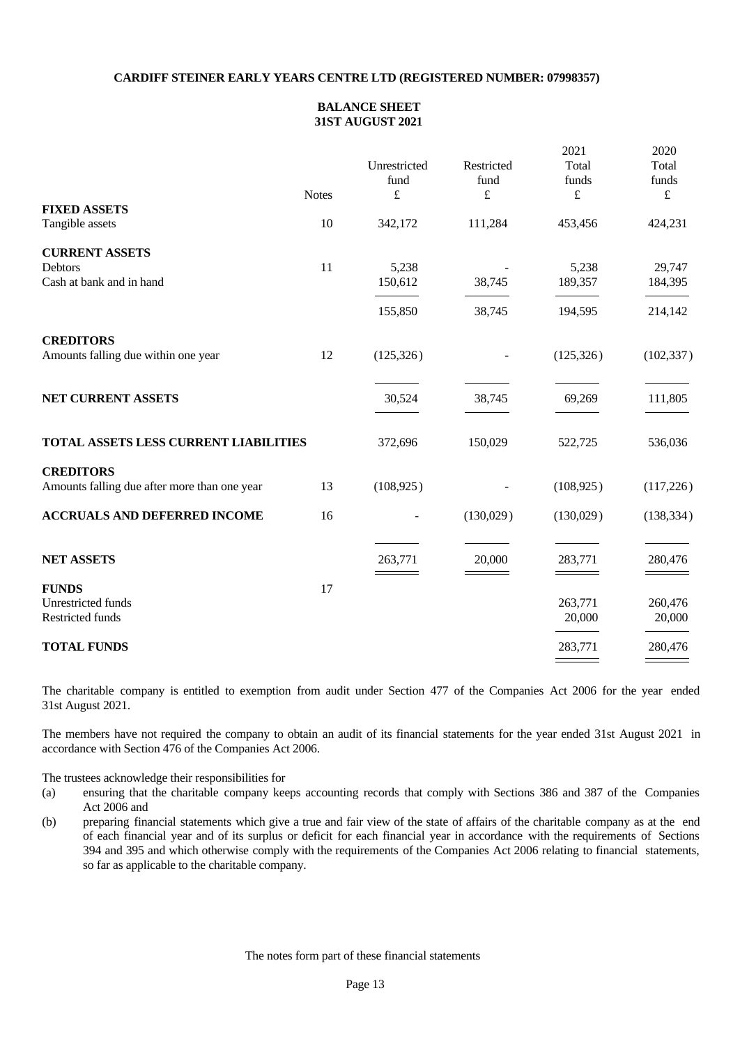**CARDIFF STEINER EARLY YEARS CENTRE LTD (REGISTERED NUMBER: 07998357)**

## BALANCE SHEET
## 31ST AUGUST 2021

| | Notes | Unrestricted fund £ | Restricted fund £ | 2021 Total funds £ | 2020 Total funds £ |
|---|---|---|---|---|---|
| **FIXED ASSETS** | | | | | |
| Tangible assets | 10 | 342,172 | 111,284 | 453,456 | 424,231 |
| **CURRENT ASSETS** | | | | | |
| Debtors | 11 | 5,238 | - | 5,238 | 29,747 |
| Cash at bank and in hand | | 150,612 | 38,745 | 189,357 | 184,395 |
| | | 155,850 | 38,745 | 194,595 | 214,142 |
| **CREDITORS** | | | | | |
| Amounts falling due within one year | 12 | (125,326) | - | (125,326) | (102,337) |
| **NET CURRENT ASSETS** | | 30,524 | 38,745 | 69,269 | 111,805 |
| **TOTAL ASSETS LESS CURRENT LIABILITIES** | | 372,696 | 150,029 | 522,725 | 536,036 |
| **CREDITORS** | | | | | |
| Amounts falling due after more than one year | 13 | (108,925) | - | (108,925) | (117,226) |
| **ACCRUALS AND DEFERRED INCOME** | 16 | - | (130,029) | (130,029) | (138,334) |
| **NET ASSETS** | | 263,771 | 20,000 | 283,771 | 280,476 |
| **FUNDS** | 17 | | | | |
| Unrestricted funds | | | | 263,771 | 260,476 |
| Restricted funds | | | | 20,000 | 20,000 |
| **TOTAL FUNDS** | | | | 283,771 | 280,476 |

The charitable company is entitled to exemption from audit under Section 477 of the Companies Act 2006 for the year ended 31st August 2021.

The members have not required the company to obtain an audit of its financial statements for the year ended 31st August 2021 in accordance with Section 476 of the Companies Act 2006.

The trustees acknowledge their responsibilities for

(a) ensuring that the charitable company keeps accounting records that comply with Sections 386 and 387 of the Companies Act 2006 and

(b) preparing financial statements which give a true and fair view of the state of affairs of the charitable company as at the end of each financial year and of its surplus or deficit for each financial year in accordance with the requirements of Sections 394 and 395 and which otherwise comply with the requirements of the Companies Act 2006 relating to financial statements, so far as applicable to the charitable company.

The notes form part of these financial statements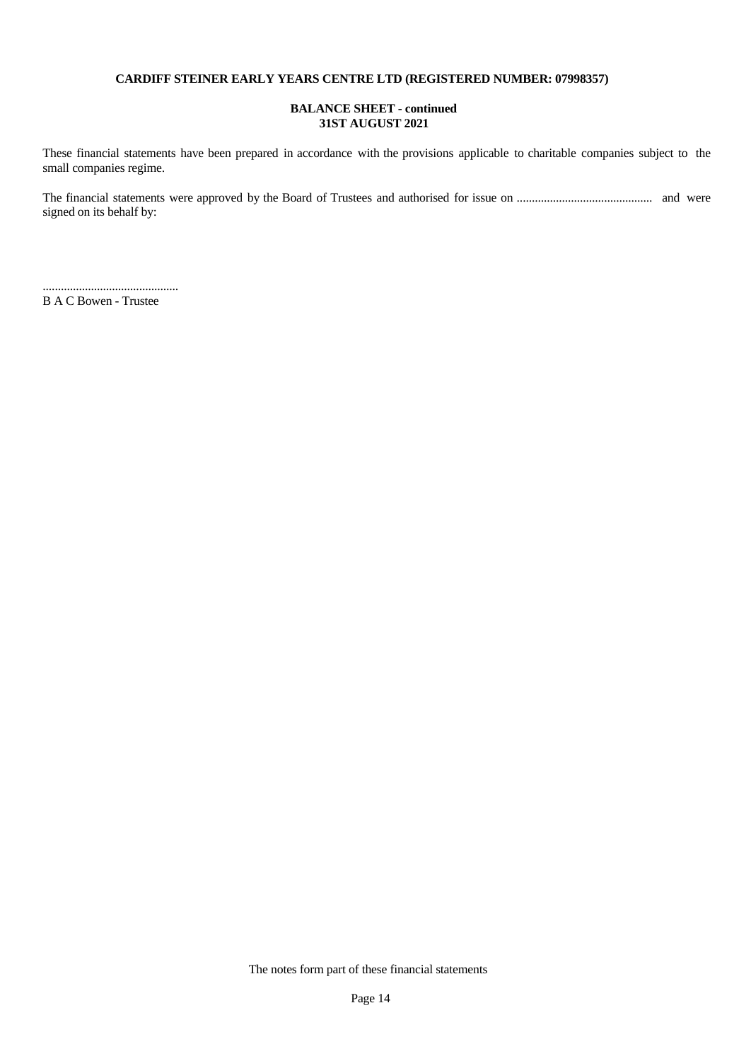**CARDIFF STEINER EARLY YEARS CENTRE LTD (REGISTERED NUMBER: 07998357)**

**BALANCE SHEET - continued**
**31ST AUGUST 2021**

These financial statements have been prepared in accordance with the provisions applicable to charitable companies subject to the small companies regime.

The financial statements were approved by the Board of Trustees and authorised for issue on ............................................ and were signed on its behalf by:

............................................
B A C Bowen - Trustee

The notes form part of these financial statements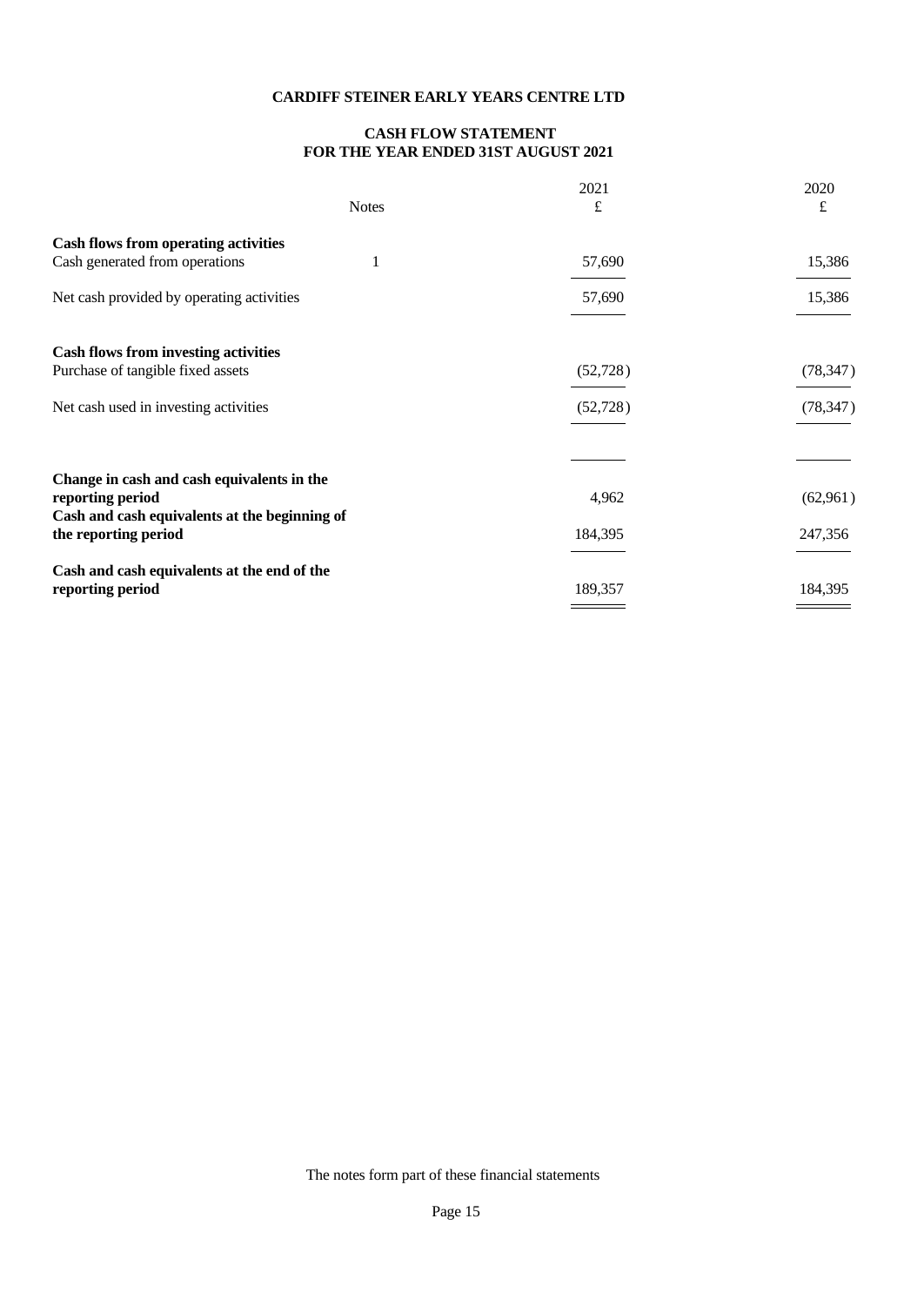# CARDIFF STEINER EARLY YEARS CENTRE LTD

## CASH FLOW STATEMENT
## FOR THE YEAR ENDED 31ST AUGUST 2021

| | Notes | 2021<br>£ | 2020<br>£ |
|---|---|---|---|
| **Cash flows from operating activities** | | | |
| Cash generated from operations | 1 | 57,690 | 15,386 |
| Net cash provided by operating activities | | 57,690 | 15,386 |
| | | | |
| **Cash flows from investing activities** | | | |
| Purchase of tangible fixed assets | | (52,728) | (78,347) |
| Net cash used in investing activities | | (52,728) | (78,347) |
| | | | |
| **Change in cash and cash equivalents in the reporting period** | | 4,962 | (62,961) |
| **Cash and cash equivalents at the beginning of the reporting period** | | 184,395 | 247,356 |
| **Cash and cash equivalents at the end of the reporting period** | | 189,357 | 184,395 |

The notes form part of these financial statements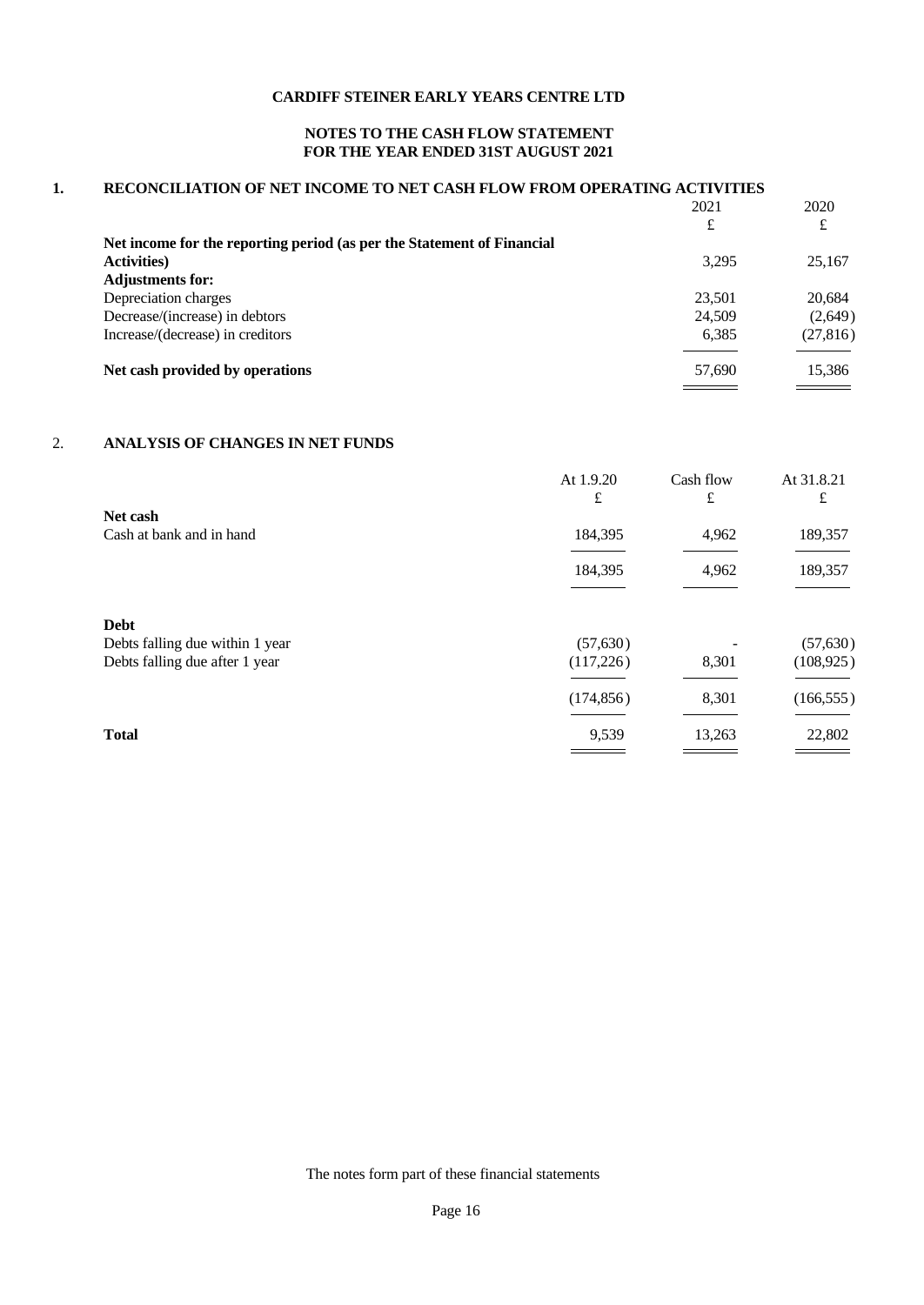**CARDIFF STEINER EARLY YEARS CENTRE LTD**

**NOTES TO THE CASH FLOW STATEMENT**
**FOR THE YEAR ENDED 31ST AUGUST 2021**

## 1. RECONCILIATION OF NET INCOME TO NET CASH FLOW FROM OPERATING ACTIVITIES

| | 2021 | 2020 |
|---|---|---|
| | £ | £ |
| **Net income for the reporting period (as per the Statement of Financial Activities)** | 3,295 | 25,167 |
| **Adjustments for:** | | |
| Depreciation charges | 23,501 | 20,684 |
| Decrease/(increase) in debtors | 24,509 | (2,649) |
| Increase/(decrease) in creditors | 6,385 | (27,816) |
| **Net cash provided by operations** | 57,690 | 15,386 |

## 2. ANALYSIS OF CHANGES IN NET FUNDS

| | At 1.9.20 | Cash flow | At 31.8.21 |
|---|---|---|---|
| | £ | £ | £ |
| **Net cash** | | | |
| Cash at bank and in hand | 184,395 | 4,962 | 189,357 |
| | 184,395 | 4,962 | 189,357 |
| **Debt** | | | |
| Debts falling due within 1 year | (57,630) | - | (57,630) |
| Debts falling due after 1 year | (117,226) | 8,301 | (108,925) |
| | (174,856) | 8,301 | (166,555) |
| **Total** | 9,539 | 13,263 | 22,802 |

The notes form part of these financial statements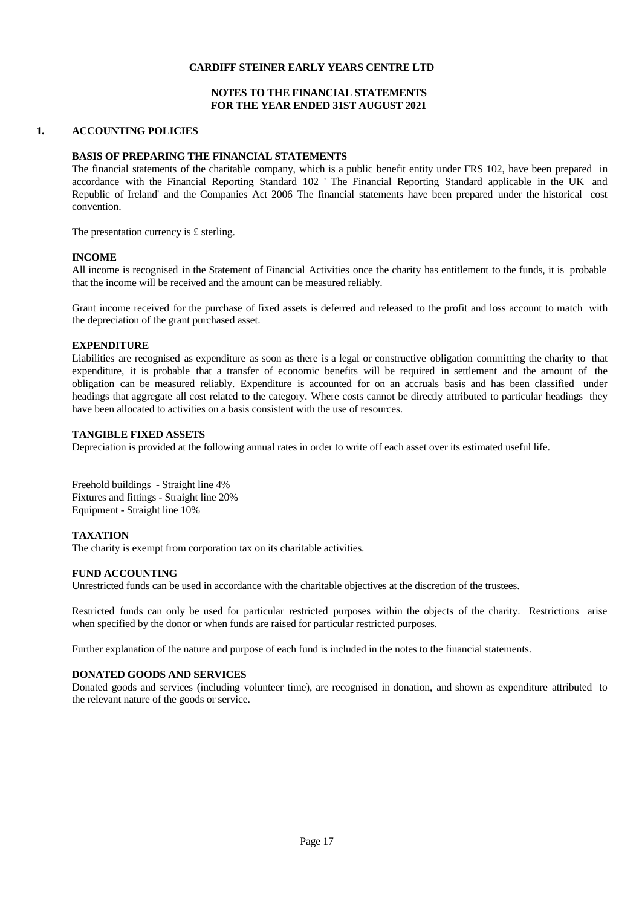**CARDIFF STEINER EARLY YEARS CENTRE LTD**

**NOTES TO THE FINANCIAL STATEMENTS**
**FOR THE YEAR ENDED 31ST AUGUST 2021**

## 1. ACCOUNTING POLICIES

### BASIS OF PREPARING THE FINANCIAL STATEMENTS

The financial statements of the charitable company, which is a public benefit entity under FRS 102, have been prepared in accordance with the Financial Reporting Standard 102 ' The Financial Reporting Standard applicable in the UK and Republic of Ireland' and the Companies Act 2006 The financial statements have been prepared under the historical cost convention.

The presentation currency is £ sterling.

### INCOME

All income is recognised in the Statement of Financial Activities once the charity has entitlement to the funds, it is probable that the income will be received and the amount can be measured reliably.

Grant income received for the purchase of fixed assets is deferred and released to the profit and loss account to match with the depreciation of the grant purchased asset.

### EXPENDITURE

Liabilities are recognised as expenditure as soon as there is a legal or constructive obligation committing the charity to that expenditure, it is probable that a transfer of economic benefits will be required in settlement and the amount of the obligation can be measured reliably. Expenditure is accounted for on an accruals basis and has been classified under headings that aggregate all cost related to the category. Where costs cannot be directly attributed to particular headings they have been allocated to activities on a basis consistent with the use of resources.

### TANGIBLE FIXED ASSETS

Depreciation is provided at the following annual rates in order to write off each asset over its estimated useful life.

Freehold buildings - Straight line 4%
Fixtures and fittings - Straight line 20%
Equipment - Straight line 10%

### TAXATION

The charity is exempt from corporation tax on its charitable activities.

### FUND ACCOUNTING

Unrestricted funds can be used in accordance with the charitable objectives at the discretion of the trustees.

Restricted funds can only be used for particular restricted purposes within the objects of the charity. Restrictions arise when specified by the donor or when funds are raised for particular restricted purposes.

Further explanation of the nature and purpose of each fund is included in the notes to the financial statements.

### DONATED GOODS AND SERVICES

Donated goods and services (including volunteer time), are recognised in donation, and shown as expenditure attributed to the relevant nature of the goods or service.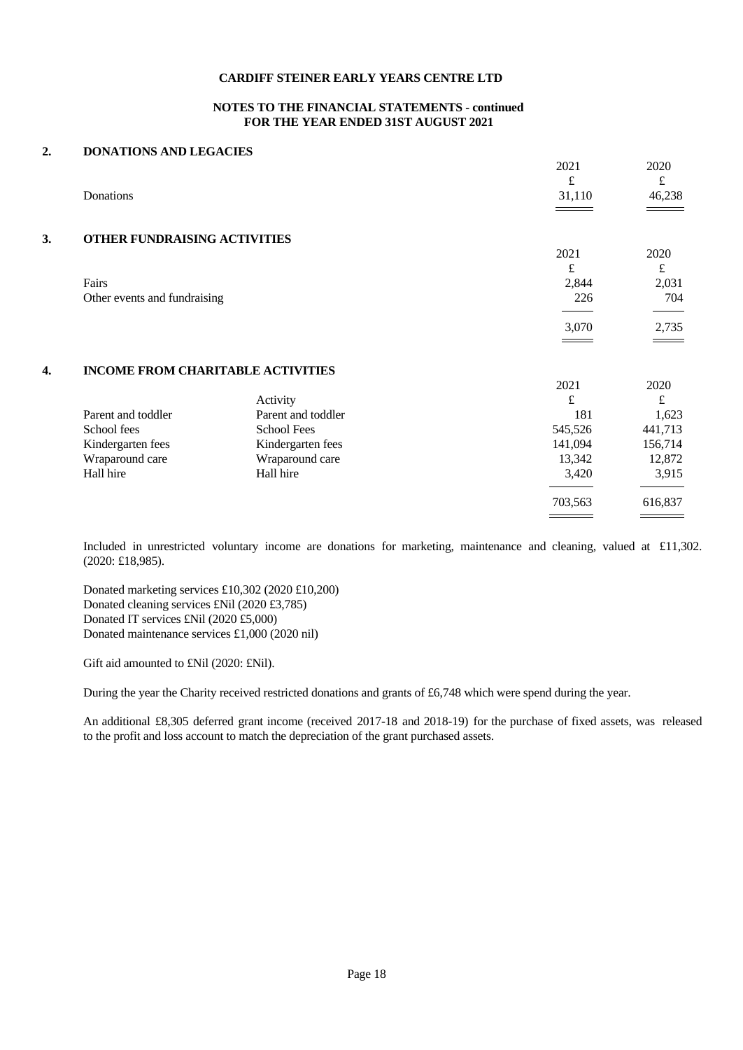**CARDIFF STEINER EARLY YEARS CENTRE LTD**

**NOTES TO THE FINANCIAL STATEMENTS - continued**
**FOR THE YEAR ENDED 31ST AUGUST 2021**

## 2. DONATIONS AND LEGACIES

| | 2021 | 2020 |
|---|---|---|
| | £ | £ |
| Donations | 31,110 | 46,238 |

## 3. OTHER FUNDRAISING ACTIVITIES

| | 2021 | 2020 |
|---|---|---|
| | £ | £ |
| Fairs | 2,844 | 2,031 |
| Other events and fundraising | 226 | 704 |
| | 3,070 | 2,735 |

## 4. INCOME FROM CHARITABLE ACTIVITIES

| | Activity | 2021 | 2020 |
|---|---|---|---|
| | | £ | £ |
| Parent and toddler | Parent and toddler | 181 | 1,623 |
| School fees | School Fees | 545,526 | 441,713 |
| Kindergarten fees | Kindergarten fees | 141,094 | 156,714 |
| Wraparound care | Wraparound care | 13,342 | 12,872 |
| Hall hire | Hall hire | 3,420 | 3,915 |
| | | 703,563 | 616,837 |

Included in unrestricted voluntary income are donations for marketing, maintenance and cleaning, valued at £11,302. (2020: £18,985).

Donated marketing services £10,302 (2020 £10,200)
Donated cleaning services £Nil (2020 £3,785)
Donated IT services £Nil (2020 £5,000)
Donated maintenance services £1,000 (2020 nil)

Gift aid amounted to £Nil (2020: £Nil).

During the year the Charity received restricted donations and grants of £6,748 which were spend during the year.

An additional £8,305 deferred grant income (received 2017-18 and 2018-19) for the purchase of fixed assets, was released to the profit and loss account to match the depreciation of the grant purchased assets.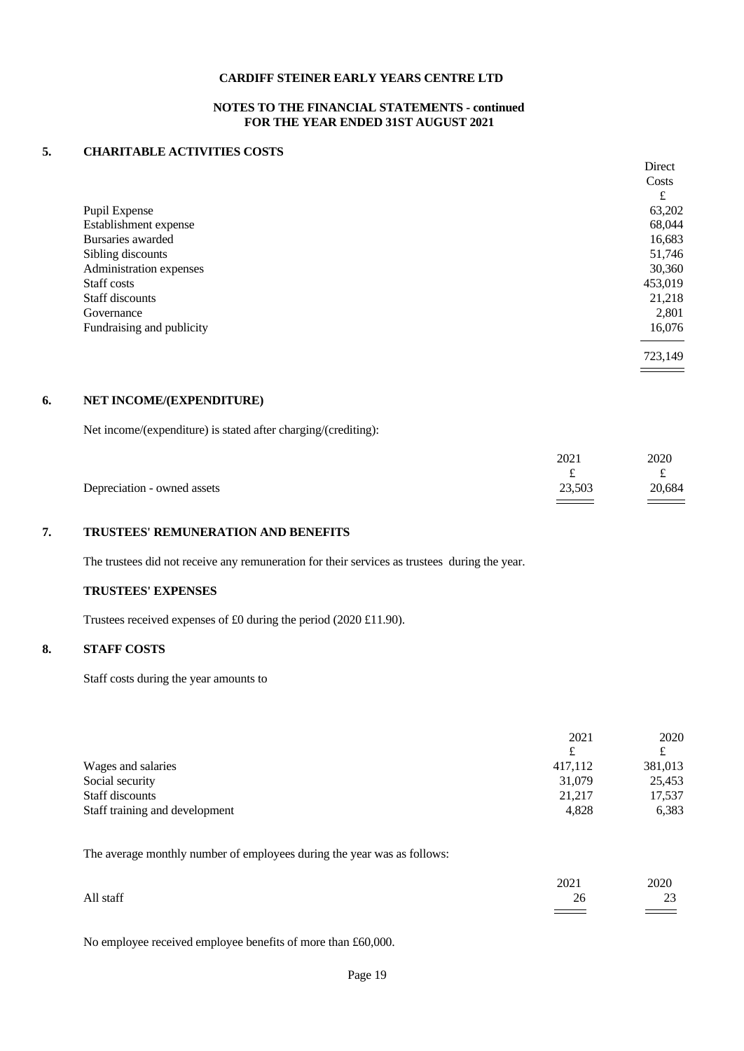**CARDIFF STEINER EARLY YEARS CENTRE LTD**

**NOTES TO THE FINANCIAL STATEMENTS - continued**
**FOR THE YEAR ENDED 31ST AUGUST 2021**

## 5. CHARITABLE ACTIVITIES COSTS

| | Direct Costs |
|---|---|
| | £ |
| Pupil Expense | 63,202 |
| Establishment expense | 68,044 |
| Bursaries awarded | 16,683 |
| Sibling discounts | 51,746 |
| Administration expenses | 30,360 |
| Staff costs | 453,019 |
| Staff discounts | 21,218 |
| Governance | 2,801 |
| Fundraising and publicity | 16,076 |
| | 723,149 |

## 6. NET INCOME/(EXPENDITURE)

Net income/(expenditure) is stated after charging/(crediting):

| | 2021 | 2020 |
|---|---|---|
| | £ | £ |
| Depreciation - owned assets | 23,503 | 20,684 |

## 7. TRUSTEES' REMUNERATION AND BENEFITS

The trustees did not receive any remuneration for their services as trustees during the year.

### TRUSTEES' EXPENSES

Trustees received expenses of £0 during the period (2020 £11.90).

## 8. STAFF COSTS

Staff costs during the year amounts to

| | 2021 | 2020 |
|---|---|---|
| | £ | £ |
| Wages and salaries | 417,112 | 381,013 |
| Social security | 31,079 | 25,453 |
| Staff discounts | 21,217 | 17,537 |
| Staff training and development | 4,828 | 6,383 |

The average monthly number of employees during the year was as follows:

| | 2021 | 2020 |
|---|---|---|
| All staff | 26 | 23 |

No employee received employee benefits of more than £60,000.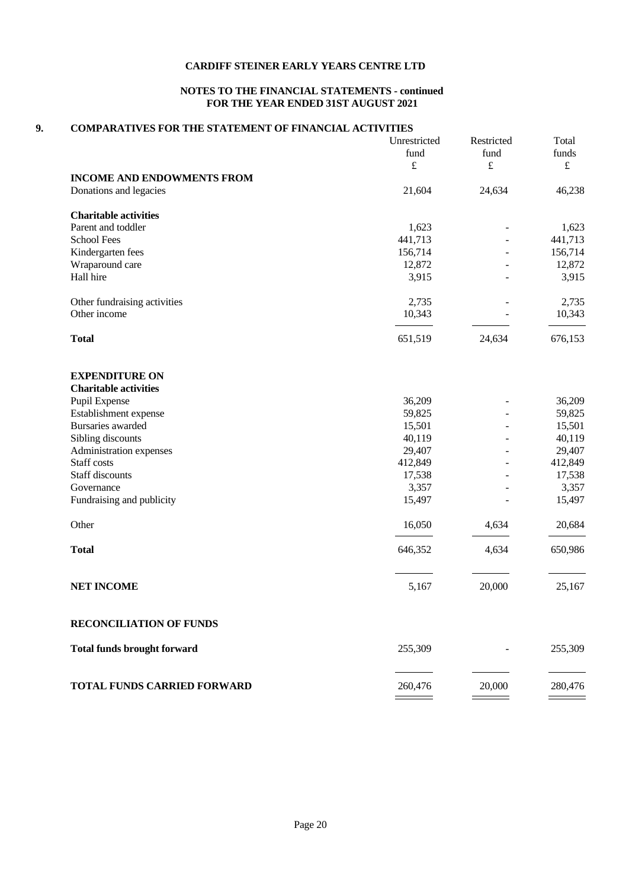**CARDIFF STEINER EARLY YEARS CENTRE LTD**

**NOTES TO THE FINANCIAL STATEMENTS - continued**
**FOR THE YEAR ENDED 31ST AUGUST 2021**

## 9. COMPARATIVES FOR THE STATEMENT OF FINANCIAL ACTIVITIES

| | Unrestricted fund £ | Restricted fund £ | Total funds £ |
|---|---|---|---|
| **INCOME AND ENDOWMENTS FROM** | | | |
| Donations and legacies | 21,604 | 24,634 | 46,238 |
| **Charitable activities** | | | |
| Parent and toddler | 1,623 | - | 1,623 |
| School Fees | 441,713 | - | 441,713 |
| Kindergarten fees | 156,714 | - | 156,714 |
| Wraparound care | 12,872 | - | 12,872 |
| Hall hire | 3,915 | - | 3,915 |
| Other fundraising activities | 2,735 | - | 2,735 |
| Other income | 10,343 | - | 10,343 |
| **Total** | 651,519 | 24,634 | 676,153 |
| **EXPENDITURE ON** | | | |
| **Charitable activities** | | | |
| Pupil Expense | 36,209 | - | 36,209 |
| Establishment expense | 59,825 | - | 59,825 |
| Bursaries awarded | 15,501 | - | 15,501 |
| Sibling discounts | 40,119 | - | 40,119 |
| Administration expenses | 29,407 | - | 29,407 |
| Staff costs | 412,849 | - | 412,849 |
| Staff discounts | 17,538 | - | 17,538 |
| Governance | 3,357 | - | 3,357 |
| Fundraising and publicity | 15,497 | - | 15,497 |
| Other | 16,050 | 4,634 | 20,684 |
| **Total** | 646,352 | 4,634 | 650,986 |
| **NET INCOME** | 5,167 | 20,000 | 25,167 |
| **RECONCILIATION OF FUNDS** | | | |
| **Total funds brought forward** | 255,309 | - | 255,309 |
| **TOTAL FUNDS CARRIED FORWARD** | 260,476 | 20,000 | 280,476 |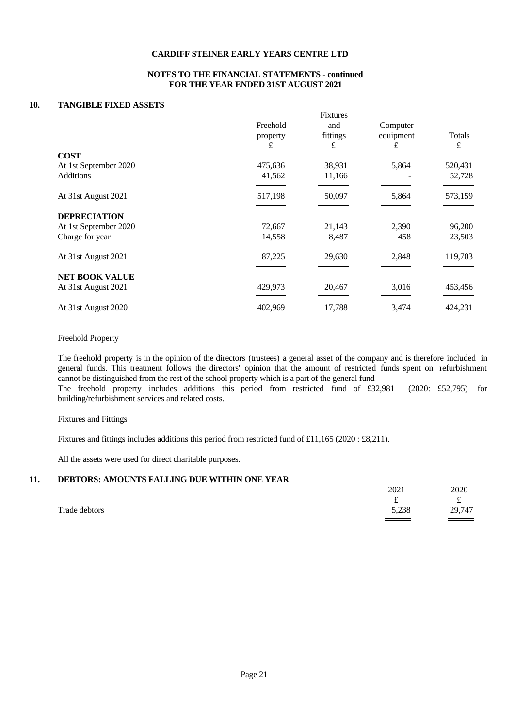**CARDIFF STEINER EARLY YEARS CENTRE LTD**

**NOTES TO THE FINANCIAL STATEMENTS - continued**
**FOR THE YEAR ENDED 31ST AUGUST 2021**

## 10. TANGIBLE FIXED ASSETS

| | Freehold property | Fixtures and fittings | Computer equipment | Totals |
|---|---|---|---|---|
| | £ | £ | £ | £ |
| **COST** | | | | |
| At 1st September 2020 | 475,636 | 38,931 | 5,864 | 520,431 |
| Additions | 41,562 | 11,166 | - | 52,728 |
| At 31st August 2021 | 517,198 | 50,097 | 5,864 | 573,159 |
| **DEPRECIATION** | | | | |
| At 1st September 2020 | 72,667 | 21,143 | 2,390 | 96,200 |
| Charge for year | 14,558 | 8,487 | 458 | 23,503 |
| At 31st August 2021 | 87,225 | 29,630 | 2,848 | 119,703 |
| **NET BOOK VALUE** | | | | |
| At 31st August 2021 | 429,973 | 20,467 | 3,016 | 453,456 |
| At 31st August 2020 | 402,969 | 17,788 | 3,474 | 424,231 |

Freehold Property

The freehold property is in the opinion of the directors (trustees) a general asset of the company and is therefore included in general funds. This treatment follows the directors' opinion that the amount of restricted funds spent on refurbishment cannot be distinguished from the rest of the school property which is a part of the general fund
The freehold property includes additions this period from restricted fund of £32,981 (2020: £52,795) for building/refurbishment services and related costs.

Fixtures and Fittings

Fixtures and fittings includes additions this period from restricted fund of £11,165 (2020 : £8,211).

All the assets were used for direct charitable purposes.

## 11. DEBTORS: AMOUNTS FALLING DUE WITHIN ONE YEAR

| | 2021 | 2020 |
|---|---|---|
| | £ | £ |
| Trade debtors | 5,238 | 29,747 |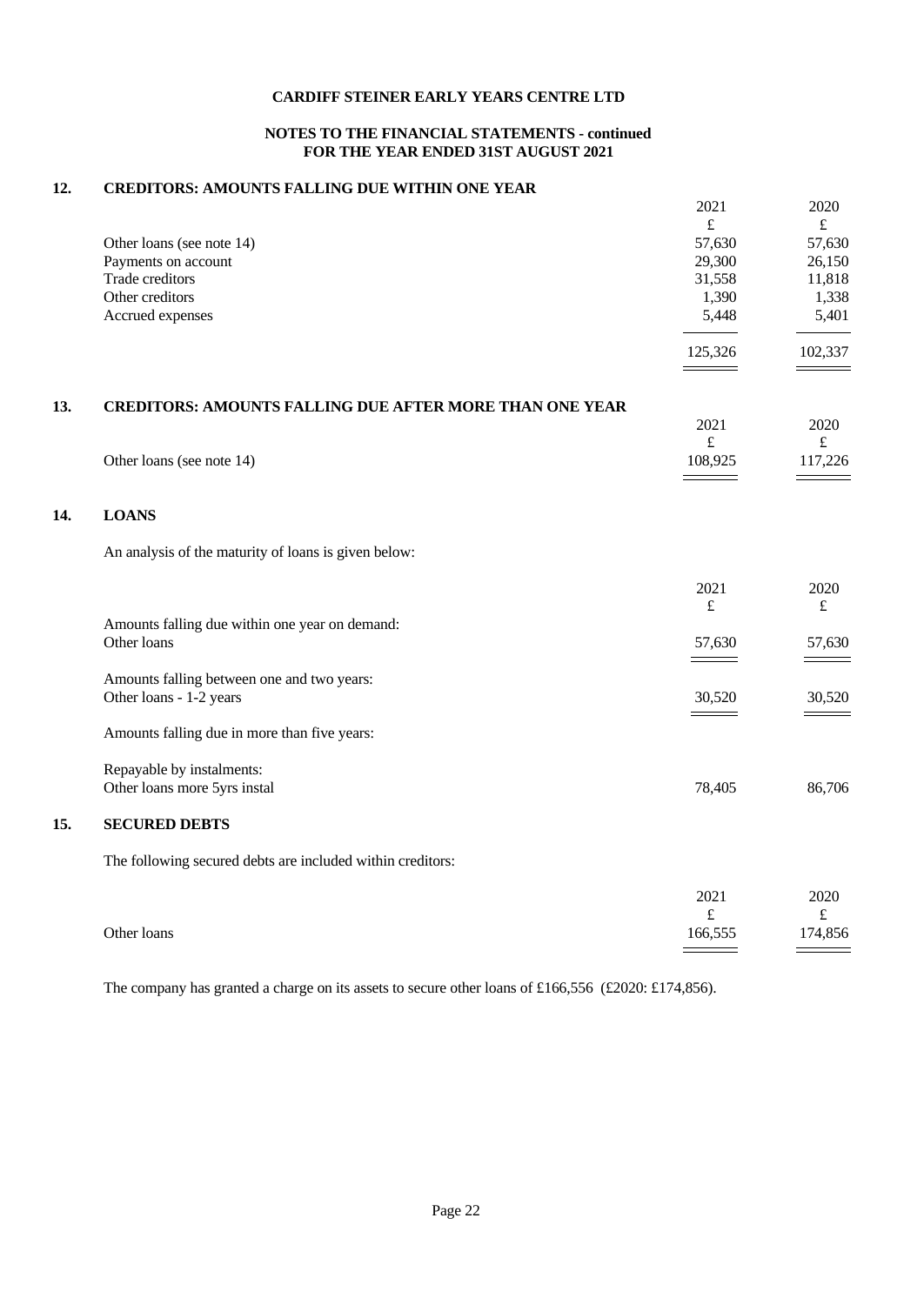**CARDIFF STEINER EARLY YEARS CENTRE LTD**

**NOTES TO THE FINANCIAL STATEMENTS - continued**
**FOR THE YEAR ENDED 31ST AUGUST 2021**

## 12. CREDITORS: AMOUNTS FALLING DUE WITHIN ONE YEAR

| | 2021 | 2020 |
|---|---|---|
| | £ | £ |
| Other loans (see note 14) | 57,630 | 57,630 |
| Payments on account | 29,300 | 26,150 |
| Trade creditors | 31,558 | 11,818 |
| Other creditors | 1,390 | 1,338 |
| Accrued expenses | 5,448 | 5,401 |
| | 125,326 | 102,337 |

## 13. CREDITORS: AMOUNTS FALLING DUE AFTER MORE THAN ONE YEAR

| | 2021 | 2020 |
|---|---|---|
| | £ | £ |
| Other loans (see note 14) | 108,925 | 117,226 |

## 14. LOANS

An analysis of the maturity of loans is given below:

| | 2021 | 2020 |
|---|---|---|
| | £ | £ |
| Amounts falling due within one year on demand: | | |
| Other loans | 57,630 | 57,630 |
| Amounts falling between one and two years: | | |
| Other loans - 1-2 years | 30,520 | 30,520 |
| Amounts falling due in more than five years: | | |
| Repayable by instalments: | | |
| Other loans more 5yrs instal | 78,405 | 86,706 |

## 15. SECURED DEBTS

The following secured debts are included within creditors:

| | 2021 | 2020 |
|---|---|---|
| | £ | £ |
| Other loans | 166,555 | 174,856 |

The company has granted a charge on its assets to secure other loans of £166,556 (£2020: £174,856).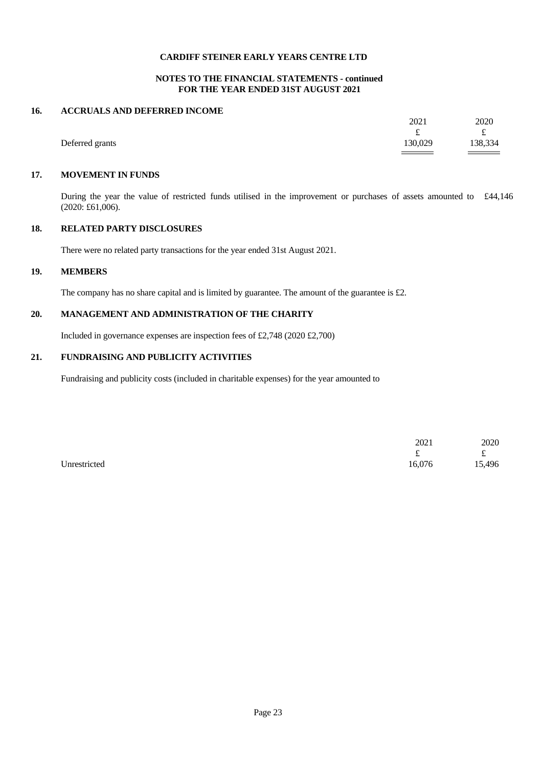**CARDIFF STEINER EARLY YEARS CENTRE LTD**

**NOTES TO THE FINANCIAL STATEMENTS - continued**
**FOR THE YEAR ENDED 31ST AUGUST 2021**

## 16. ACCRUALS AND DEFERRED INCOME

| | 2021 | 2020 |
|---|---|---|
| | £ | £ |
| Deferred grants | 130,029 | 138,334 |

## 17. MOVEMENT IN FUNDS

During the year the value of restricted funds utilised in the improvement or purchases of assets amounted to £44,146 (2020: £61,006).

## 18. RELATED PARTY DISCLOSURES

There were no related party transactions for the year ended 31st August 2021.

## 19. MEMBERS

The company has no share capital and is limited by guarantee. The amount of the guarantee is £2.

## 20. MANAGEMENT AND ADMINISTRATION OF THE CHARITY

Included in governance expenses are inspection fees of £2,748 (2020 £2,700)

## 21. FUNDRAISING AND PUBLICITY ACTIVITIES

Fundraising and publicity costs (included in charitable expenses) for the year amounted to

| | 2021 | 2020 |
|---|---|---|
| | £ | £ |
| Unrestricted | 16,076 | 15,496 |